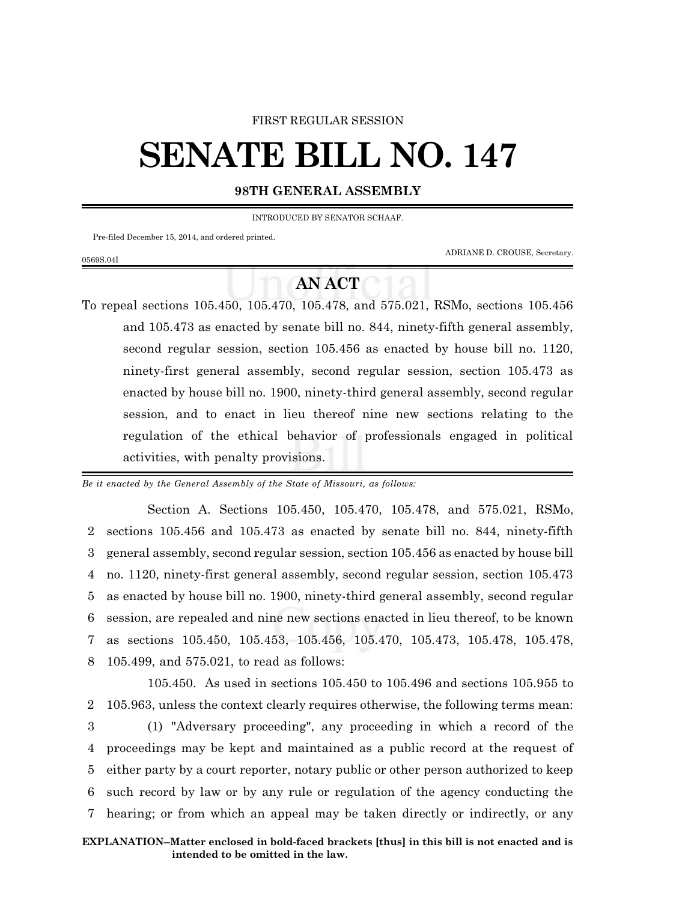FIRST REGULAR SESSION

# SENATE BILL NO. 147

## 98TH GENERAL ASSEMBLY

INTRODUCED BY SENATOR SCHAAF.

Pre-filed December 15, 2014, and ordered printed.

ADRIANE D. CROUSE, Secretary.

0569S.04I

## AN ACT

To repeal sections 105.450, 105.470, 105.478, and 575.021, RSMo, sections 105.456 and 105.473 as enacted by senate bill no. 844, ninety-fifth general assembly, second regular session, section 105.456 as enacted by house bill no. 1120, ninety-first general assembly, second regular session, section 105.473 as enacted by house bill no. 1900, ninety-third general assembly, second regular session, and to enact in lieu thereof nine new sections relating to the regulation of the ethical behavior of professionals engaged in political activities, with penalty provisions.

*Be it enacted by the General Assembly of the State of Missouri, as follows:*

Section A. Sections 105.450, 105.470, 105.478, and 575.021, RSMo,
2 sections 105.456 and 105.473 as enacted by senate bill no. 844, ninety-fifth
3 general assembly, second regular session, section 105.456 as enacted by house bill
4 no. 1120, ninety-first general assembly, second regular session, section 105.473
5 as enacted by house bill no. 1900, ninety-third general assembly, second regular
6 session, are repealed and nine new sections enacted in lieu thereof, to be known
7 as sections 105.450, 105.453, 105.456, 105.470, 105.473, 105.478, 105.478,
8 105.499, and 575.021, to read as follows:

105.450. As used in sections 105.450 to 105.496 and sections 105.955 to
2 105.963, unless the context clearly requires otherwise, the following terms mean:
3 (1) "Adversary proceeding", any proceeding in which a record of the
4 proceedings may be kept and maintained as a public record at the request of
5 either party by a court reporter, notary public or other person authorized to keep
6 such record by law or by any rule or regulation of the agency conducting the
7 hearing; or from which an appeal may be taken directly or indirectly, or any

**EXPLANATION–Matter enclosed in bold-faced brackets [thus] in this bill is not enacted and is intended to be omitted in the law.**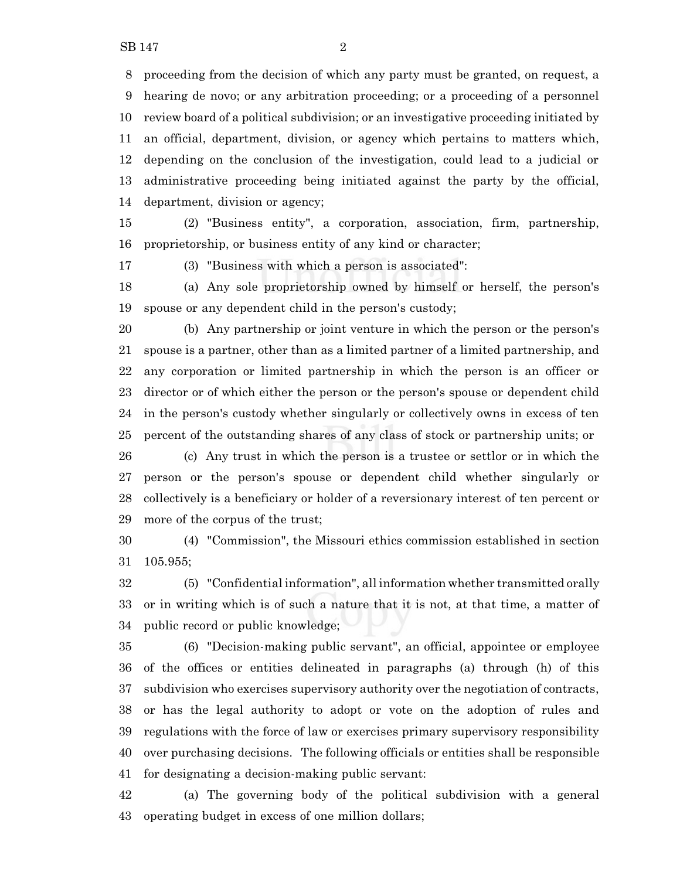proceeding from the decision of which any party must be granted, on request, a hearing de novo; or any arbitration proceeding; or a proceeding of a personnel review board of a political subdivision; or an investigative proceeding initiated by an official, department, division, or agency which pertains to matters which, depending on the conclusion of the investigation, could lead to a judicial or administrative proceeding being initiated against the party by the official, department, division or agency;

(2) "Business entity", a corporation, association, firm, partnership, proprietorship, or business entity of any kind or character;

(3) "Business with which a person is associated":

(a) Any sole proprietorship owned by himself or herself, the person's spouse or any dependent child in the person's custody;

(b) Any partnership or joint venture in which the person or the person's spouse is a partner, other than as a limited partner of a limited partnership, and any corporation or limited partnership in which the person is an officer or director or of which either the person or the person's spouse or dependent child in the person's custody whether singularly or collectively owns in excess of ten percent of the outstanding shares of any class of stock or partnership units; or

(c) Any trust in which the person is a trustee or settlor or in which the person or the person's spouse or dependent child whether singularly or collectively is a beneficiary or holder of a reversionary interest of ten percent or more of the corpus of the trust;

(4) "Commission", the Missouri ethics commission established in section 105.955;

(5) "Confidential information", all information whether transmitted orally or in writing which is of such a nature that it is not, at that time, a matter of public record or public knowledge;

(6) "Decision-making public servant", an official, appointee or employee of the offices or entities delineated in paragraphs (a) through (h) of this subdivision who exercises supervisory authority over the negotiation of contracts, or has the legal authority to adopt or vote on the adoption of rules and regulations with the force of law or exercises primary supervisory responsibility over purchasing decisions. The following officials or entities shall be responsible for designating a decision-making public servant:

(a) The governing body of the political subdivision with a general operating budget in excess of one million dollars;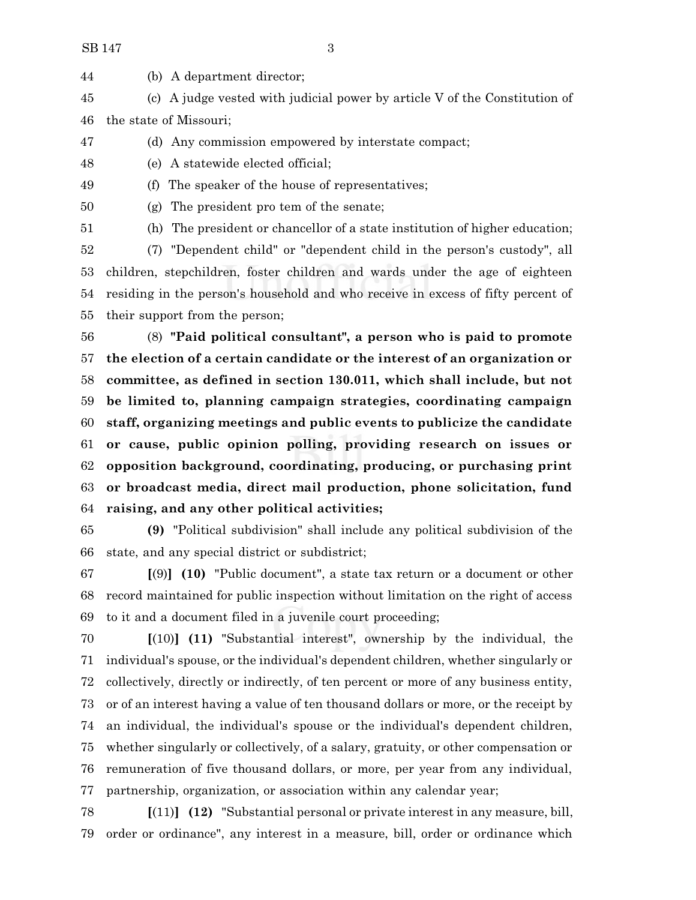(b) A department director;

(c) A judge vested with judicial power by article V of the Constitution of the state of Missouri;

(d) Any commission empowered by interstate compact;

(e) A statewide elected official;

(f) The speaker of the house of representatives;

(g) The president pro tem of the senate;

(h) The president or chancellor of a state institution of higher education;

(7) "Dependent child" or "dependent child in the person's custody", all children, stepchildren, foster children and wards under the age of eighteen residing in the person's household and who receive in excess of fifty percent of their support from the person;

(8) **"Paid political consultant", a person who is paid to promote the election of a certain candidate or the interest of an organization or committee, as defined in section 130.011, which shall include, but not be limited to, planning campaign strategies, coordinating campaign staff, organizing meetings and public events to publicize the candidate or cause, public opinion polling, providing research on issues or opposition background, coordinating, producing, or purchasing print or broadcast media, direct mail production, phone solicitation, fund raising, and any other political activities;**

**(9)** "Political subdivision" shall include any political subdivision of the state, and any special district or subdistrict;

**[**(9)**]** **(10)** "Public document", a state tax return or a document or other record maintained for public inspection without limitation on the right of access to it and a document filed in a juvenile court proceeding;

**[**(10)**]** **(11)** "Substantial interest", ownership by the individual, the individual's spouse, or the individual's dependent children, whether singularly or collectively, directly or indirectly, of ten percent or more of any business entity, or of an interest having a value of ten thousand dollars or more, or the receipt by an individual, the individual's spouse or the individual's dependent children, whether singularly or collectively, of a salary, gratuity, or other compensation or remuneration of five thousand dollars, or more, per year from any individual, partnership, organization, or association within any calendar year;

**[**(11)**]** **(12)** "Substantial personal or private interest in any measure, bill, order or ordinance", any interest in a measure, bill, order or ordinance which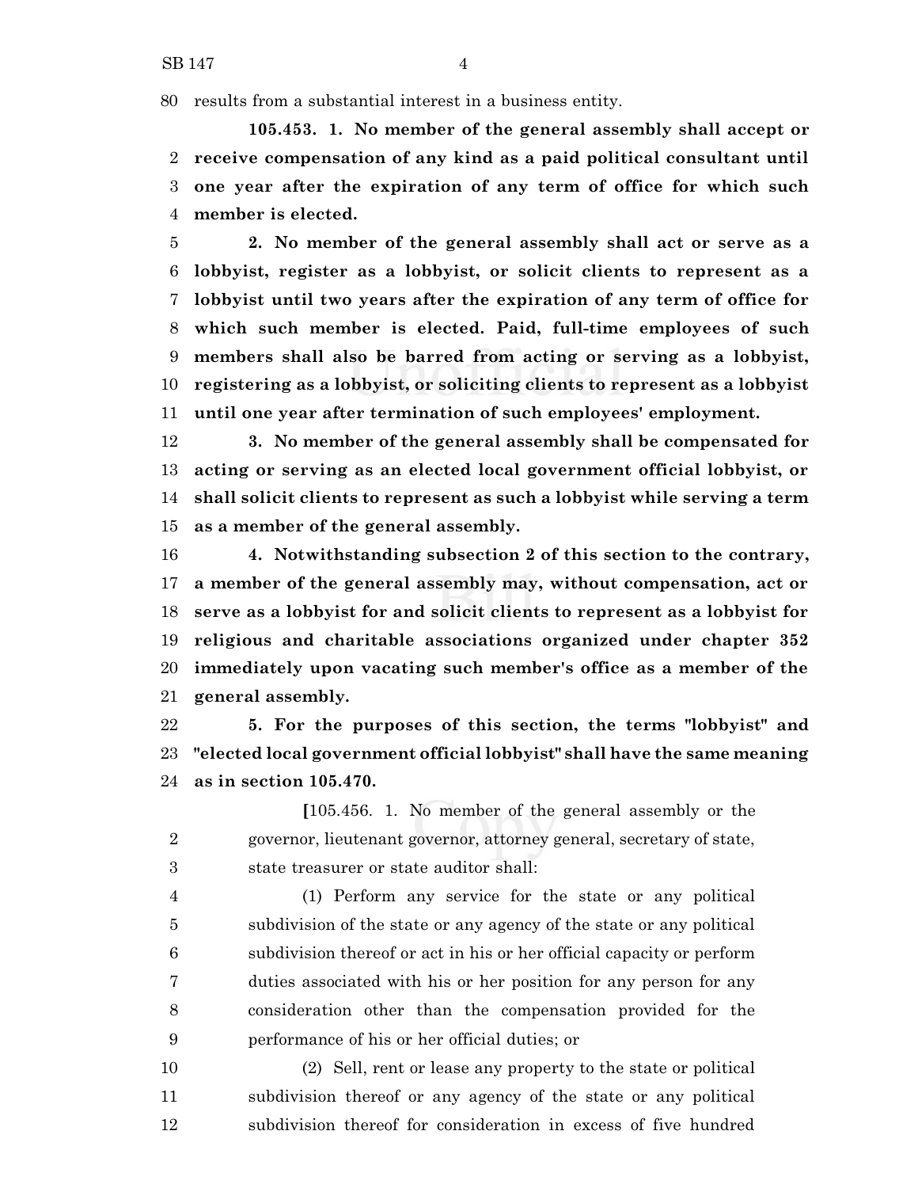results from a substantial interest in a business entity.

**105.453. 1. No member of the general assembly shall accept or receive compensation of any kind as a paid political consultant until one year after the expiration of any term of office for which such member is elected.**

**2. No member of the general assembly shall act or serve as a lobbyist, register as a lobbyist, or solicit clients to represent as a lobbyist until two years after the expiration of any term of office for which such member is elected. Paid, full-time employees of such members shall also be barred from acting or serving as a lobbyist, registering as a lobbyist, or soliciting clients to represent as a lobbyist until one year after termination of such employees' employment.**

**3. No member of the general assembly shall be compensated for acting or serving as an elected local government official lobbyist, or shall solicit clients to represent as such a lobbyist while serving a term as a member of the general assembly.**

**4. Notwithstanding subsection 2 of this section to the contrary, a member of the general assembly may, without compensation, act or serve as a lobbyist for and solicit clients to represent as a lobbyist for religious and charitable associations organized under chapter 352 immediately upon vacating such member's office as a member of the general assembly.**

**5. For the purposes of this section, the terms "lobbyist" and "elected local government official lobbyist" shall have the same meaning as in section 105.470.**

**[**105.456. 1. No member of the general assembly or the governor, lieutenant governor, attorney general, secretary of state, state treasurer or state auditor shall:

(1) Perform any service for the state or any political subdivision of the state or any agency of the state or any political subdivision thereof or act in his or her official capacity or perform duties associated with his or her position for any person for any consideration other than the compensation provided for the performance of his or her official duties; or

(2) Sell, rent or lease any property to the state or political subdivision thereof or any agency of the state or any political subdivision thereof for consideration in excess of five hundred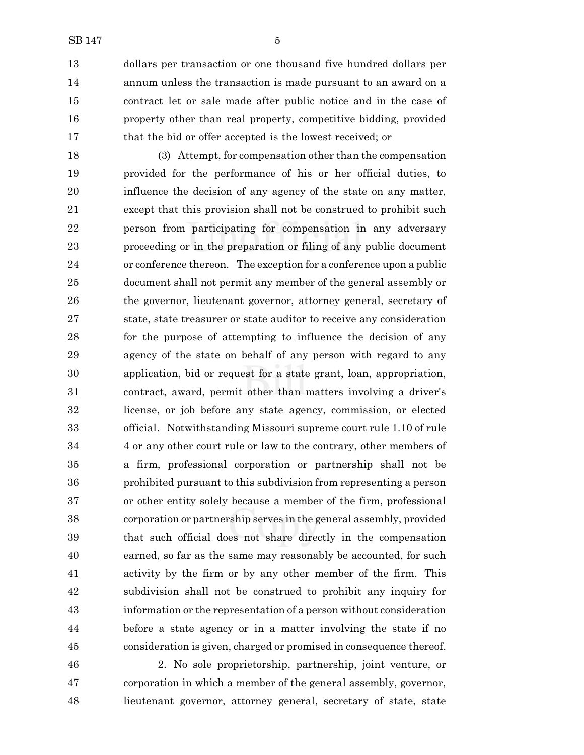dollars per transaction or one thousand five hundred dollars per annum unless the transaction is made pursuant to an award on a contract let or sale made after public notice and in the case of property other than real property, competitive bidding, provided that the bid or offer accepted is the lowest received; or

(3) Attempt, for compensation other than the compensation provided for the performance of his or her official duties, to influence the decision of any agency of the state on any matter, except that this provision shall not be construed to prohibit such person from participating for compensation in any adversary proceeding or in the preparation or filing of any public document or conference thereon. The exception for a conference upon a public document shall not permit any member of the general assembly or the governor, lieutenant governor, attorney general, secretary of state, state treasurer or state auditor to receive any consideration for the purpose of attempting to influence the decision of any agency of the state on behalf of any person with regard to any application, bid or request for a state grant, loan, appropriation, contract, award, permit other than matters involving a driver's license, or job before any state agency, commission, or elected official. Notwithstanding Missouri supreme court rule 1.10 of rule 4 or any other court rule or law to the contrary, other members of a firm, professional corporation or partnership shall not be prohibited pursuant to this subdivision from representing a person or other entity solely because a member of the firm, professional corporation or partnership serves in the general assembly, provided that such official does not share directly in the compensation earned, so far as the same may reasonably be accounted, for such activity by the firm or by any other member of the firm. This subdivision shall not be construed to prohibit any inquiry for information or the representation of a person without consideration before a state agency or in a matter involving the state if no consideration is given, charged or promised in consequence thereof.

2. No sole proprietorship, partnership, joint venture, or corporation in which a member of the general assembly, governor, lieutenant governor, attorney general, secretary of state, state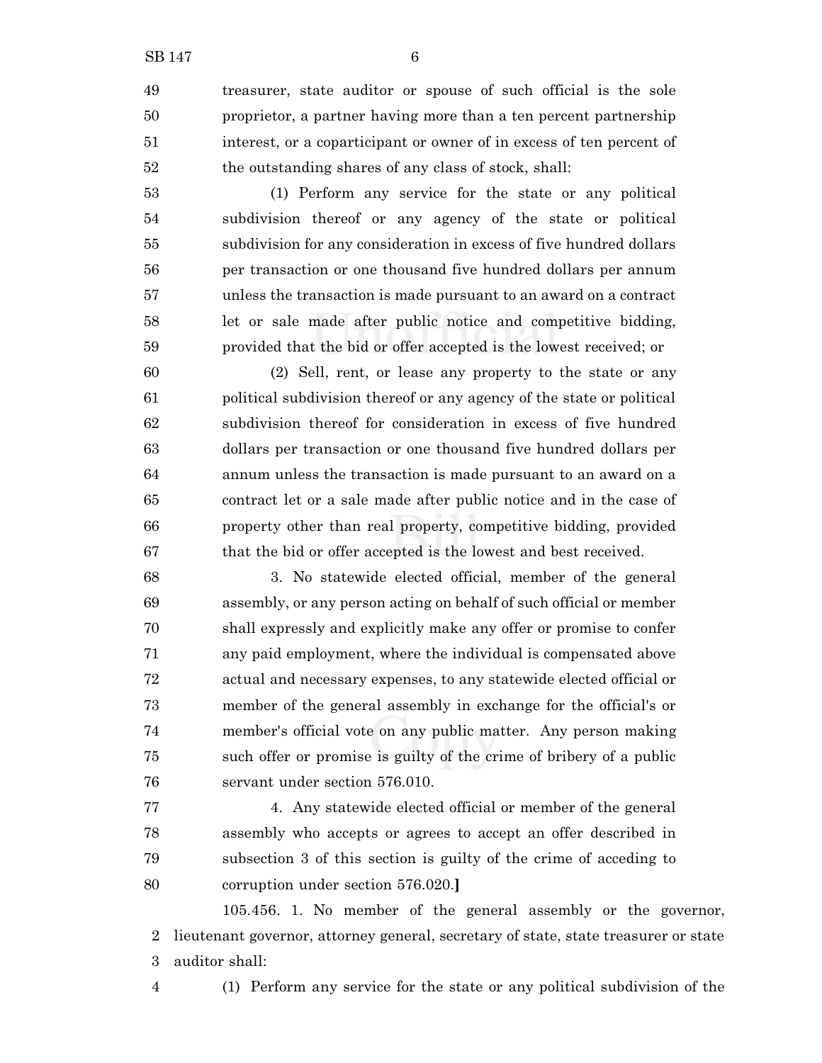treasurer, state auditor or spouse of such official is the sole proprietor, a partner having more than a ten percent partnership interest, or a coparticipant or owner of in excess of ten percent of the outstanding shares of any class of stock, shall:

(1) Perform any service for the state or any political subdivision thereof or any agency of the state or political subdivision for any consideration in excess of five hundred dollars per transaction or one thousand five hundred dollars per annum unless the transaction is made pursuant to an award on a contract let or sale made after public notice and competitive bidding, provided that the bid or offer accepted is the lowest received; or

(2) Sell, rent, or lease any property to the state or any political subdivision thereof or any agency of the state or political subdivision thereof for consideration in excess of five hundred dollars per transaction or one thousand five hundred dollars per annum unless the transaction is made pursuant to an award on a contract let or a sale made after public notice and in the case of property other than real property, competitive bidding, provided that the bid or offer accepted is the lowest and best received.

3. No statewide elected official, member of the general assembly, or any person acting on behalf of such official or member shall expressly and explicitly make any offer or promise to confer any paid employment, where the individual is compensated above actual and necessary expenses, to any statewide elected official or member of the general assembly in exchange for the official's or member's official vote on any public matter. Any person making such offer or promise is guilty of the crime of bribery of a public servant under section 576.010.

4. Any statewide elected official or member of the general assembly who accepts or agrees to accept an offer described in subsection 3 of this section is guilty of the crime of acceding to corruption under section 576.020.**]**

105.456. 1. No member of the general assembly or the governor, lieutenant governor, attorney general, secretary of state, state treasurer or state auditor shall:

(1) Perform any service for the state or any political subdivision of the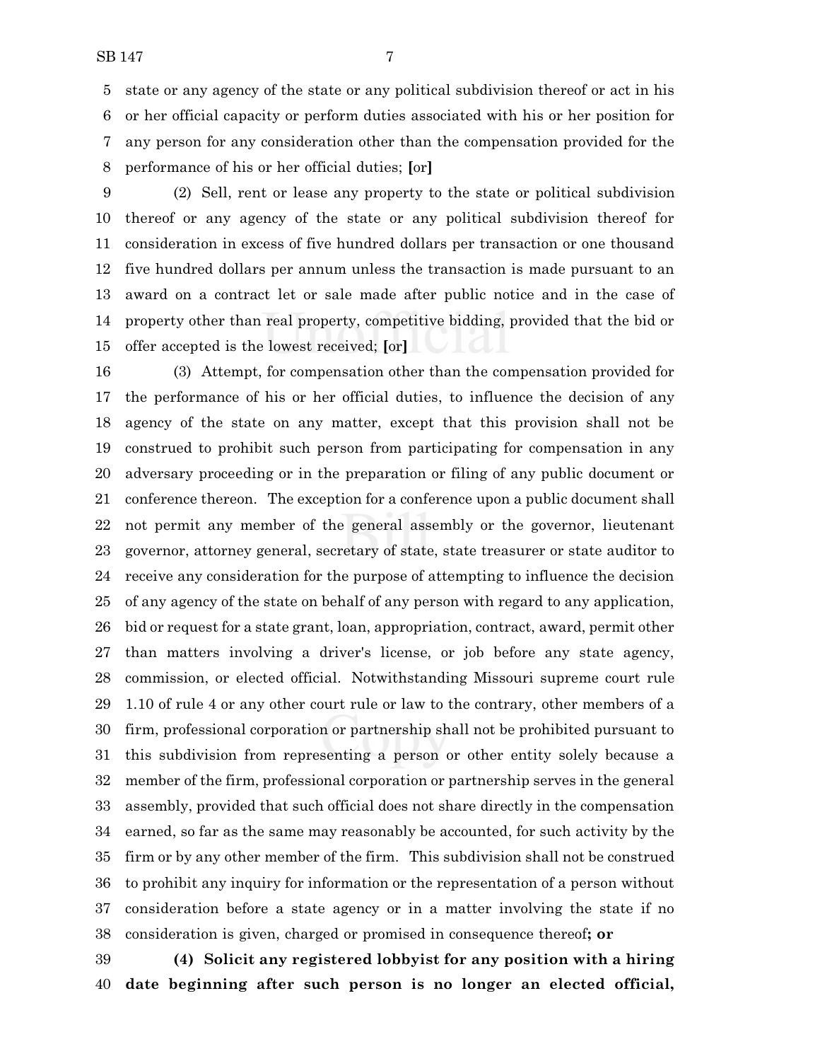state or any agency of the state or any political subdivision thereof or act in his or her official capacity or perform duties associated with his or her position for any person for any consideration other than the compensation provided for the performance of his or her official duties; [or]

(2) Sell, rent or lease any property to the state or political subdivision thereof or any agency of the state or any political subdivision thereof for consideration in excess of five hundred dollars per transaction or one thousand five hundred dollars per annum unless the transaction is made pursuant to an award on a contract let or sale made after public notice and in the case of property other than real property, competitive bidding, provided that the bid or offer accepted is the lowest received; [or]

(3) Attempt, for compensation other than the compensation provided for the performance of his or her official duties, to influence the decision of any agency of the state on any matter, except that this provision shall not be construed to prohibit such person from participating for compensation in any adversary proceeding or in the preparation or filing of any public document or conference thereon. The exception for a conference upon a public document shall not permit any member of the general assembly or the governor, lieutenant governor, attorney general, secretary of state, state treasurer or state auditor to receive any consideration for the purpose of attempting to influence the decision of any agency of the state on behalf of any person with regard to any application, bid or request for a state grant, loan, appropriation, contract, award, permit other than matters involving a driver's license, or job before any state agency, commission, or elected official. Notwithstanding Missouri supreme court rule 1.10 of rule 4 or any other court rule or law to the contrary, other members of a firm, professional corporation or partnership shall not be prohibited pursuant to this subdivision from representing a person or other entity solely because a member of the firm, professional corporation or partnership serves in the general assembly, provided that such official does not share directly in the compensation earned, so far as the same may reasonably be accounted, for such activity by the firm or by any other member of the firm. This subdivision shall not be construed to prohibit any inquiry for information or the representation of a person without consideration before a state agency or in a matter involving the state if no consideration is given, charged or promised in consequence thereof**; or**

**(4) Solicit any registered lobbyist for any position with a hiring date beginning after such person is no longer an elected official,**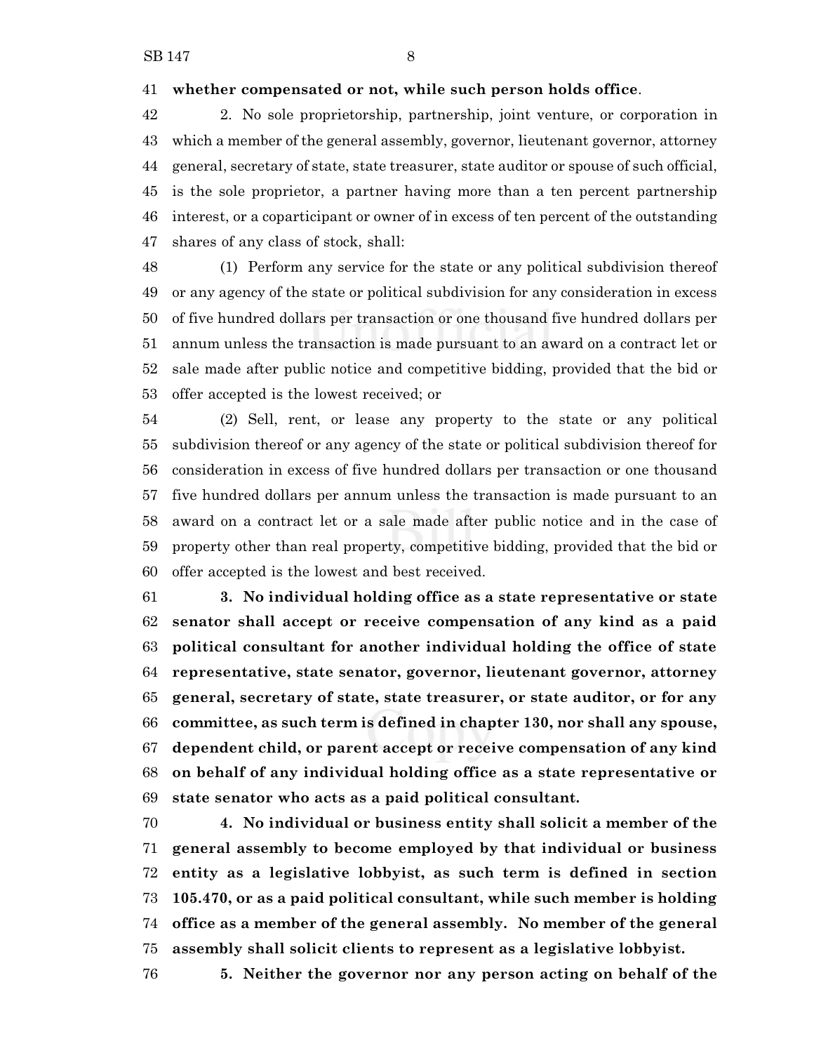**whether compensated or not, while such person holds office**.

2. No sole proprietorship, partnership, joint venture, or corporation in which a member of the general assembly, governor, lieutenant governor, attorney general, secretary of state, state treasurer, state auditor or spouse of such official, is the sole proprietor, a partner having more than a ten percent partnership interest, or a coparticipant or owner of in excess of ten percent of the outstanding shares of any class of stock, shall:

(1) Perform any service for the state or any political subdivision thereof or any agency of the state or political subdivision for any consideration in excess of five hundred dollars per transaction or one thousand five hundred dollars per annum unless the transaction is made pursuant to an award on a contract let or sale made after public notice and competitive bidding, provided that the bid or offer accepted is the lowest received; or

(2) Sell, rent, or lease any property to the state or any political subdivision thereof or any agency of the state or political subdivision thereof for consideration in excess of five hundred dollars per transaction or one thousand five hundred dollars per annum unless the transaction is made pursuant to an award on a contract let or a sale made after public notice and in the case of property other than real property, competitive bidding, provided that the bid or offer accepted is the lowest and best received.

**3. No individual holding office as a state representative or state senator shall accept or receive compensation of any kind as a paid political consultant for another individual holding the office of state representative, state senator, governor, lieutenant governor, attorney general, secretary of state, state treasurer, or state auditor, or for any committee, as such term is defined in chapter 130, nor shall any spouse, dependent child, or parent accept or receive compensation of any kind on behalf of any individual holding office as a state representative or state senator who acts as a paid political consultant.**

**4. No individual or business entity shall solicit a member of the general assembly to become employed by that individual or business entity as a legislative lobbyist, as such term is defined in section 105.470, or as a paid political consultant, while such member is holding office as a member of the general assembly. No member of the general assembly shall solicit clients to represent as a legislative lobbyist.**

**5. Neither the governor nor any person acting on behalf of the**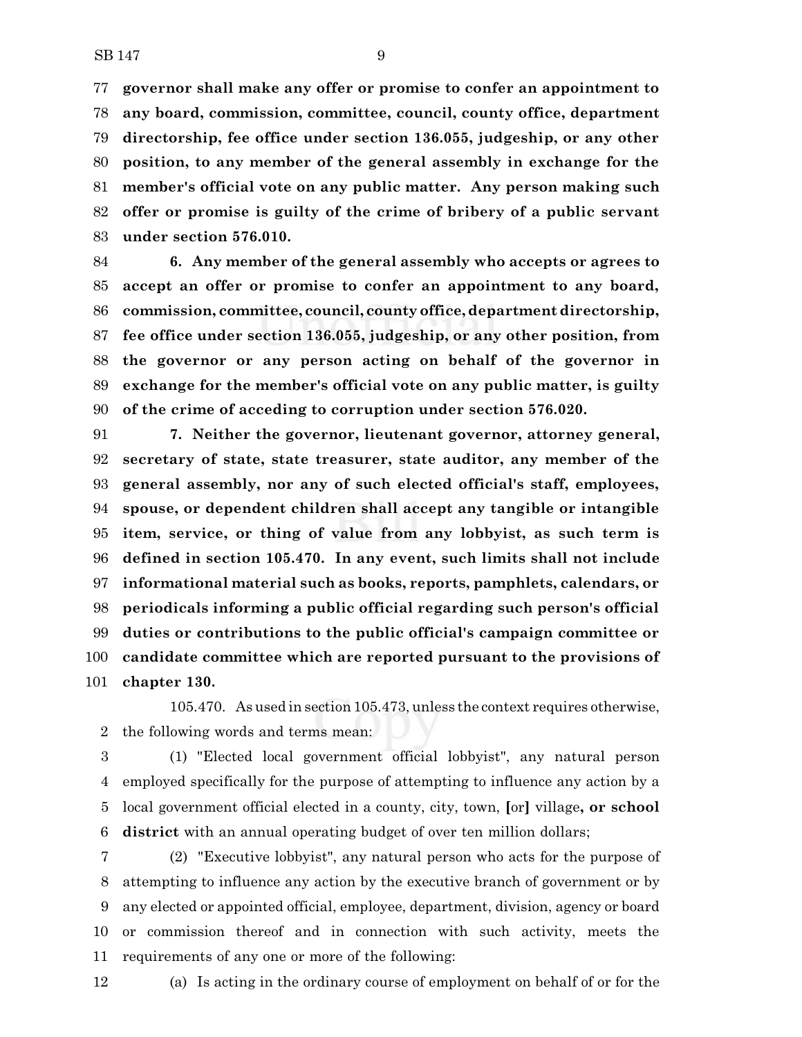**governor shall make any offer or promise to confer an appointment to any board, commission, committee, council, county office, department directorship, fee office under section 136.055, judgeship, or any other position, to any member of the general assembly in exchange for the member's official vote on any public matter. Any person making such offer or promise is guilty of the crime of bribery of a public servant under section 576.010.**

**6. Any member of the general assembly who accepts or agrees to accept an offer or promise to confer an appointment to any board, commission, committee, council, county office, department directorship, fee office under section 136.055, judgeship, or any other position, from the governor or any person acting on behalf of the governor in exchange for the member's official vote on any public matter, is guilty of the crime of acceding to corruption under section 576.020.**

**7. Neither the governor, lieutenant governor, attorney general, secretary of state, state treasurer, state auditor, any member of the general assembly, nor any of such elected official's staff, employees, spouse, or dependent children shall accept any tangible or intangible item, service, or thing of value from any lobbyist, as such term is defined in section 105.470. In any event, such limits shall not include informational material such as books, reports, pamphlets, calendars, or periodicals informing a public official regarding such person's official duties or contributions to the public official's campaign committee or candidate committee which are reported pursuant to the provisions of chapter 130.**

105.470. As used in section 105.473, unless the context requires otherwise, the following words and terms mean:

(1) "Elected local government official lobbyist", any natural person employed specifically for the purpose of attempting to influence any action by a local government official elected in a county, city, town, [or] village**, or school district** with an annual operating budget of over ten million dollars;

(2) "Executive lobbyist", any natural person who acts for the purpose of attempting to influence any action by the executive branch of government or by any elected or appointed official, employee, department, division, agency or board or commission thereof and in connection with such activity, meets the requirements of any one or more of the following:

(a) Is acting in the ordinary course of employment on behalf of or for the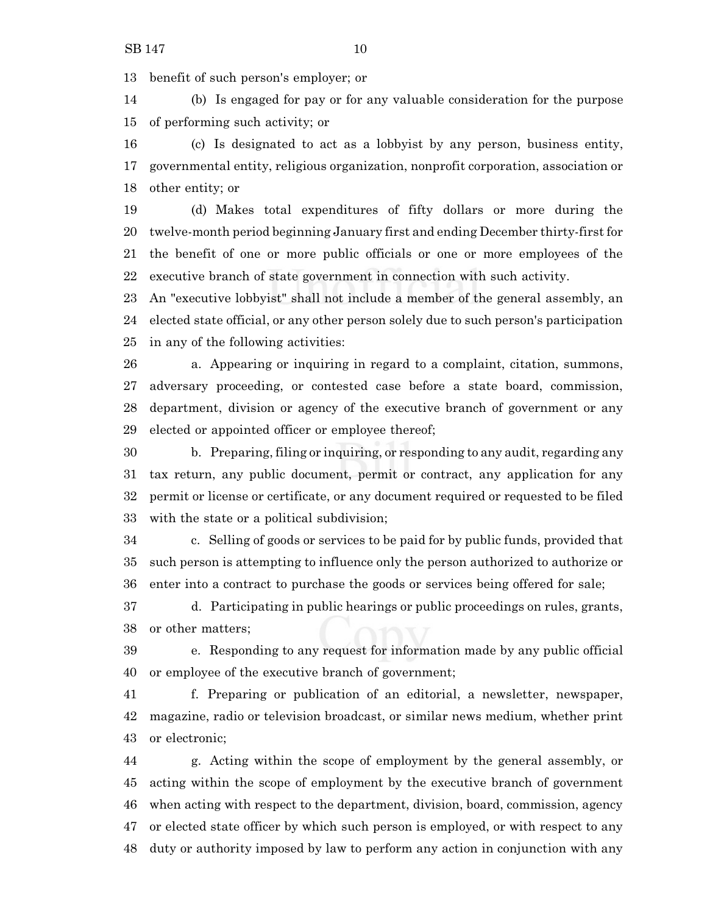benefit of such person's employer; or

(b) Is engaged for pay or for any valuable consideration for the purpose of performing such activity; or

(c) Is designated to act as a lobbyist by any person, business entity, governmental entity, religious organization, nonprofit corporation, association or other entity; or

(d) Makes total expenditures of fifty dollars or more during the twelve-month period beginning January first and ending December thirty-first for the benefit of one or more public officials or one or more employees of the executive branch of state government in connection with such activity.

An "executive lobbyist" shall not include a member of the general assembly, an elected state official, or any other person solely due to such person's participation in any of the following activities:

a. Appearing or inquiring in regard to a complaint, citation, summons, adversary proceeding, or contested case before a state board, commission, department, division or agency of the executive branch of government or any elected or appointed officer or employee thereof;

b. Preparing, filing or inquiring, or responding to any audit, regarding any tax return, any public document, permit or contract, any application for any permit or license or certificate, or any document required or requested to be filed with the state or a political subdivision;

c. Selling of goods or services to be paid for by public funds, provided that such person is attempting to influence only the person authorized to authorize or enter into a contract to purchase the goods or services being offered for sale;

d. Participating in public hearings or public proceedings on rules, grants, or other matters;

e. Responding to any request for information made by any public official or employee of the executive branch of government;

f. Preparing or publication of an editorial, a newsletter, newspaper, magazine, radio or television broadcast, or similar news medium, whether print or electronic;

g. Acting within the scope of employment by the general assembly, or acting within the scope of employment by the executive branch of government when acting with respect to the department, division, board, commission, agency or elected state officer by which such person is employed, or with respect to any duty or authority imposed by law to perform any action in conjunction with any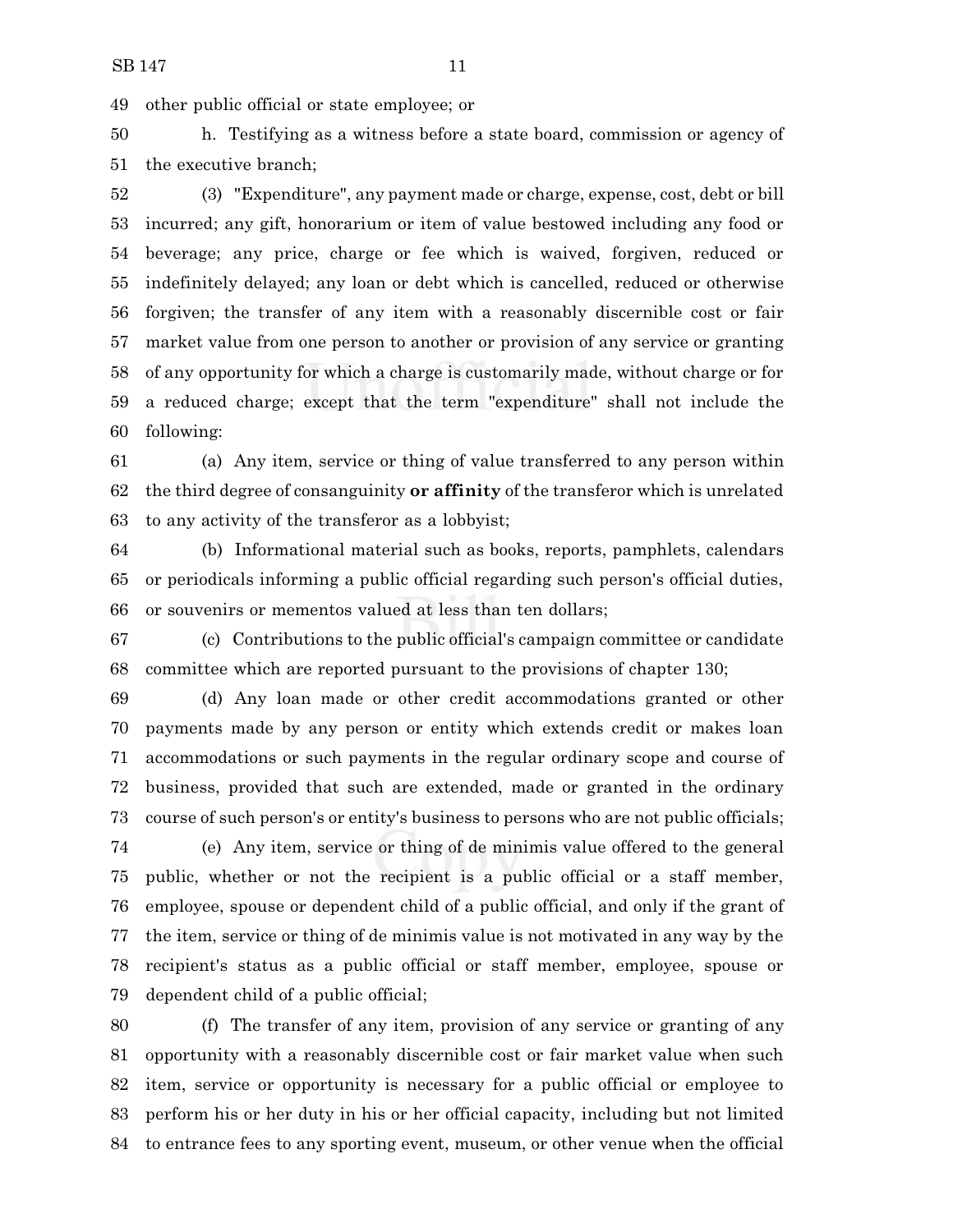49 other public official or state employee; or

50 h. Testifying as a witness before a state board, commission or agency of
51 the executive branch;

52 (3) "Expenditure", any payment made or charge, expense, cost, debt or bill
53 incurred; any gift, honorarium or item of value bestowed including any food or
54 beverage; any price, charge or fee which is waived, forgiven, reduced or
55 indefinitely delayed; any loan or debt which is cancelled, reduced or otherwise
56 forgiven; the transfer of any item with a reasonably discernible cost or fair
57 market value from one person to another or provision of any service or granting
58 of any opportunity for which a charge is customarily made, without charge or for
59 a reduced charge; except that the term "expenditure" shall not include the
60 following:

61 (a) Any item, service or thing of value transferred to any person within
62 the third degree of consanguinity **or affinity** of the transferor which is unrelated
63 to any activity of the transferor as a lobbyist;

64 (b) Informational material such as books, reports, pamphlets, calendars
65 or periodicals informing a public official regarding such person's official duties,
66 or souvenirs or mementos valued at less than ten dollars;

67 (c) Contributions to the public official's campaign committee or candidate
68 committee which are reported pursuant to the provisions of chapter 130;

69 (d) Any loan made or other credit accommodations granted or other
70 payments made by any person or entity which extends credit or makes loan
71 accommodations or such payments in the regular ordinary scope and course of
72 business, provided that such are extended, made or granted in the ordinary
73 course of such person's or entity's business to persons who are not public officials;

74 (e) Any item, service or thing of de minimis value offered to the general
75 public, whether or not the recipient is a public official or a staff member,
76 employee, spouse or dependent child of a public official, and only if the grant of
77 the item, service or thing of de minimis value is not motivated in any way by the
78 recipient's status as a public official or staff member, employee, spouse or
79 dependent child of a public official;

80 (f) The transfer of any item, provision of any service or granting of any
81 opportunity with a reasonably discernible cost or fair market value when such
82 item, service or opportunity is necessary for a public official or employee to
83 perform his or her duty in his or her official capacity, including but not limited
84 to entrance fees to any sporting event, museum, or other venue when the official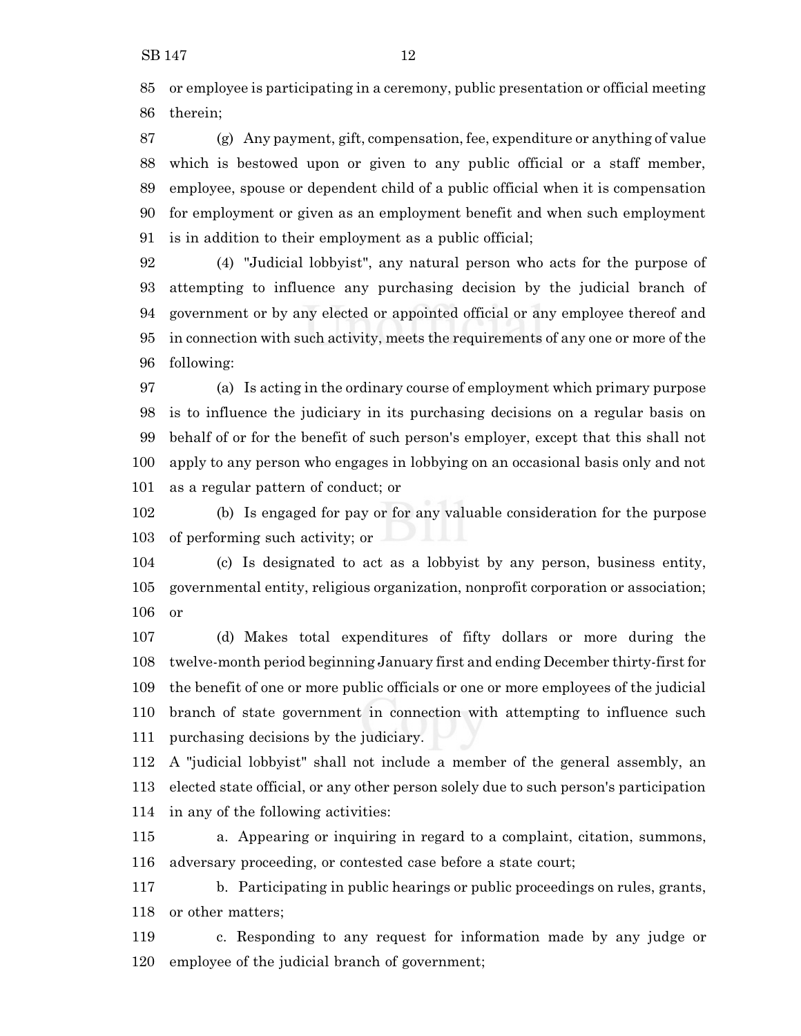or employee is participating in a ceremony, public presentation or official meeting therein;

(g) Any payment, gift, compensation, fee, expenditure or anything of value which is bestowed upon or given to any public official or a staff member, employee, spouse or dependent child of a public official when it is compensation for employment or given as an employment benefit and when such employment is in addition to their employment as a public official;

(4) "Judicial lobbyist", any natural person who acts for the purpose of attempting to influence any purchasing decision by the judicial branch of government or by any elected or appointed official or any employee thereof and in connection with such activity, meets the requirements of any one or more of the following:

(a) Is acting in the ordinary course of employment which primary purpose is to influence the judiciary in its purchasing decisions on a regular basis on behalf of or for the benefit of such person's employer, except that this shall not apply to any person who engages in lobbying on an occasional basis only and not as a regular pattern of conduct; or

(b) Is engaged for pay or for any valuable consideration for the purpose of performing such activity; or

(c) Is designated to act as a lobbyist by any person, business entity, governmental entity, religious organization, nonprofit corporation or association; or

(d) Makes total expenditures of fifty dollars or more during the twelve-month period beginning January first and ending December thirty-first for the benefit of one or more public officials or one or more employees of the judicial branch of state government in connection with attempting to influence such purchasing decisions by the judiciary.

A "judicial lobbyist" shall not include a member of the general assembly, an elected state official, or any other person solely due to such person's participation in any of the following activities:

a. Appearing or inquiring in regard to a complaint, citation, summons, adversary proceeding, or contested case before a state court;

b. Participating in public hearings or public proceedings on rules, grants, or other matters;

c. Responding to any request for information made by any judge or employee of the judicial branch of government;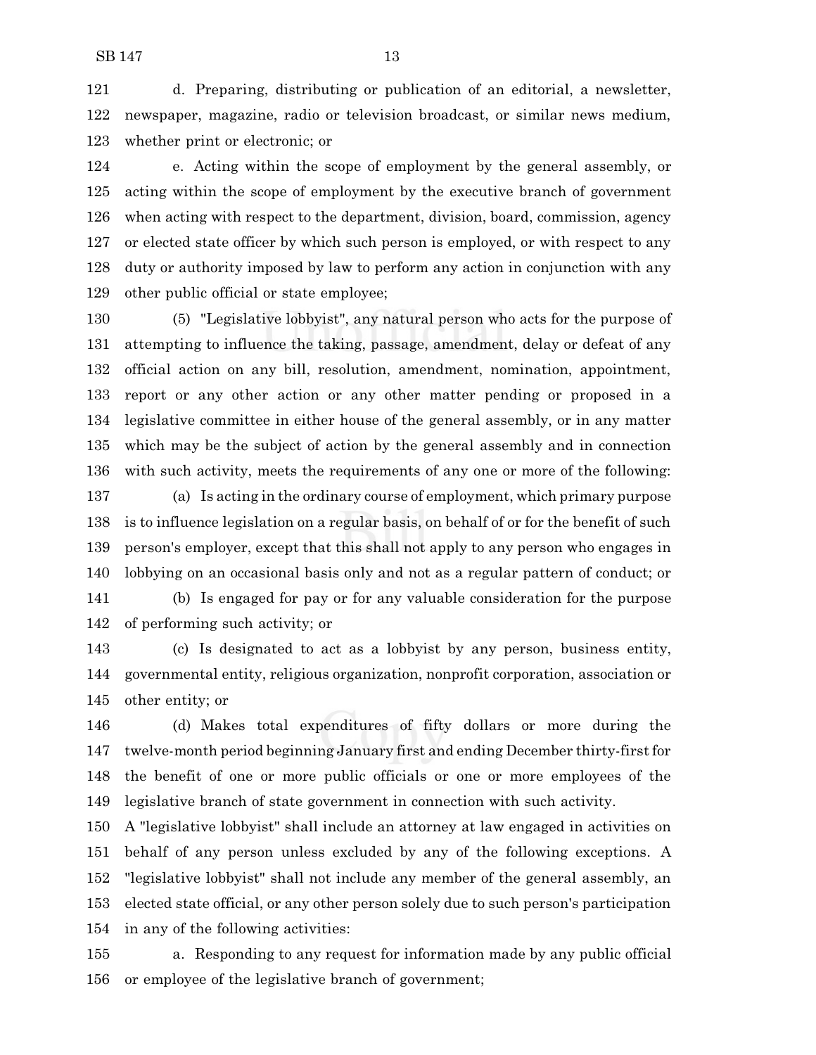d. Preparing, distributing or publication of an editorial, a newsletter, newspaper, magazine, radio or television broadcast, or similar news medium, whether print or electronic; or

e. Acting within the scope of employment by the general assembly, or acting within the scope of employment by the executive branch of government when acting with respect to the department, division, board, commission, agency or elected state officer by which such person is employed, or with respect to any duty or authority imposed by law to perform any action in conjunction with any other public official or state employee;

(5) "Legislative lobbyist", any natural person who acts for the purpose of attempting to influence the taking, passage, amendment, delay or defeat of any official action on any bill, resolution, amendment, nomination, appointment, report or any other action or any other matter pending or proposed in a legislative committee in either house of the general assembly, or in any matter which may be the subject of action by the general assembly and in connection with such activity, meets the requirements of any one or more of the following:

(a) Is acting in the ordinary course of employment, which primary purpose is to influence legislation on a regular basis, on behalf of or for the benefit of such person's employer, except that this shall not apply to any person who engages in lobbying on an occasional basis only and not as a regular pattern of conduct; or

(b) Is engaged for pay or for any valuable consideration for the purpose of performing such activity; or

(c) Is designated to act as a lobbyist by any person, business entity, governmental entity, religious organization, nonprofit corporation, association or other entity; or

(d) Makes total expenditures of fifty dollars or more during the twelve-month period beginning January first and ending December thirty-first for the benefit of one or more public officials or one or more employees of the legislative branch of state government in connection with such activity.

A "legislative lobbyist" shall include an attorney at law engaged in activities on behalf of any person unless excluded by any of the following exceptions. A "legislative lobbyist" shall not include any member of the general assembly, an elected state official, or any other person solely due to such person's participation in any of the following activities:

a. Responding to any request for information made by any public official or employee of the legislative branch of government;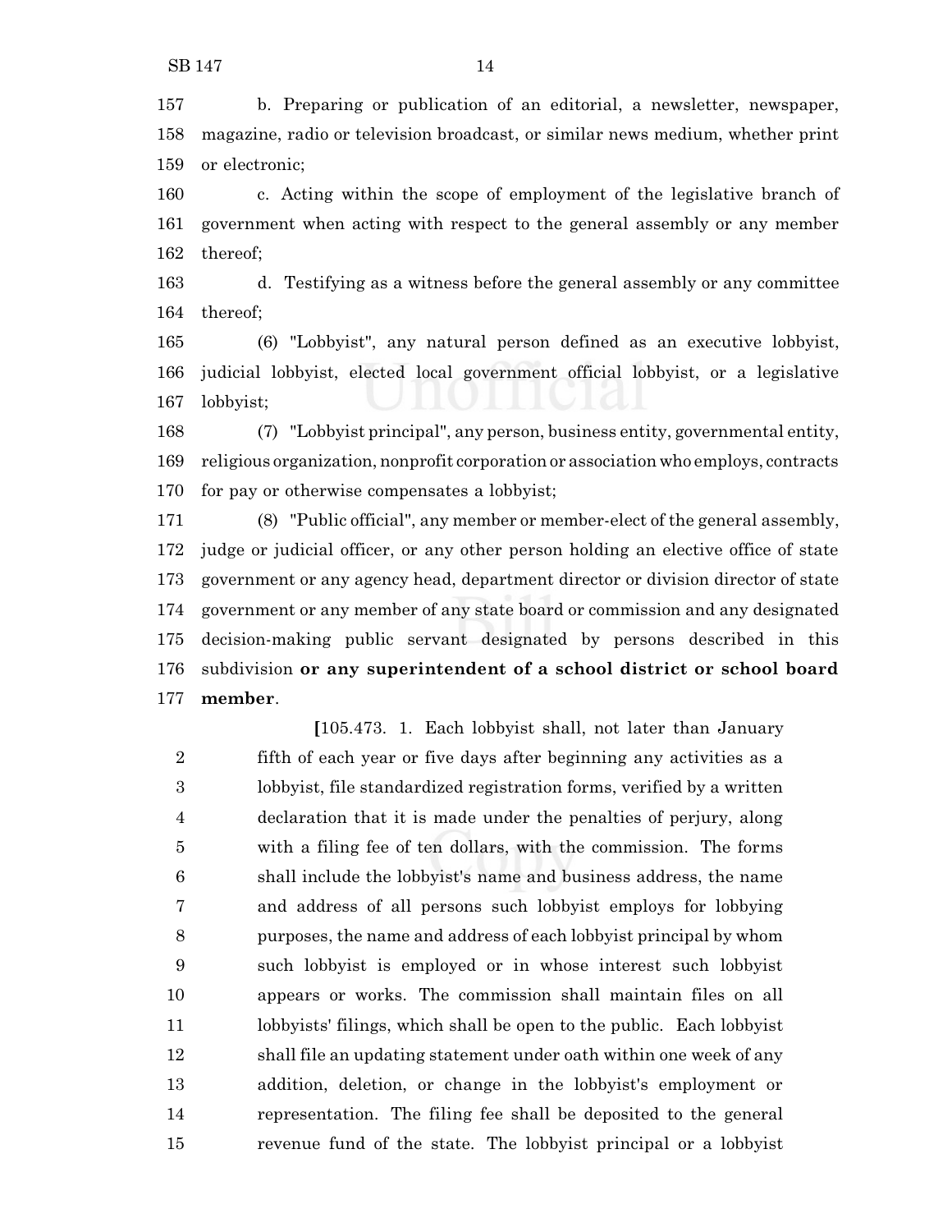b. Preparing or publication of an editorial, a newsletter, newspaper, magazine, radio or television broadcast, or similar news medium, whether print or electronic;

c. Acting within the scope of employment of the legislative branch of government when acting with respect to the general assembly or any member thereof;

d. Testifying as a witness before the general assembly or any committee thereof;

(6) "Lobbyist", any natural person defined as an executive lobbyist, judicial lobbyist, elected local government official lobbyist, or a legislative lobbyist;

(7) "Lobbyist principal", any person, business entity, governmental entity, religious organization, nonprofit corporation or association who employs, contracts for pay or otherwise compensates a lobbyist;

(8) "Public official", any member or member-elect of the general assembly, judge or judicial officer, or any other person holding an elective office of state government or any agency head, department director or division director of state government or any member of any state board or commission and any designated decision-making public servant designated by persons described in this subdivision **or any superintendent of a school district or school board member**.

> [105.473. 1. Each lobbyist shall, not later than January fifth of each year or five days after beginning any activities as a lobbyist, file standardized registration forms, verified by a written declaration that it is made under the penalties of perjury, along with a filing fee of ten dollars, with the commission. The forms shall include the lobbyist's name and business address, the name and address of all persons such lobbyist employs for lobbying purposes, the name and address of each lobbyist principal by whom such lobbyist is employed or in whose interest such lobbyist appears or works. The commission shall maintain files on all lobbyists' filings, which shall be open to the public. Each lobbyist shall file an updating statement under oath within one week of any addition, deletion, or change in the lobbyist's employment or representation. The filing fee shall be deposited to the general revenue fund of the state. The lobbyist principal or a lobbyist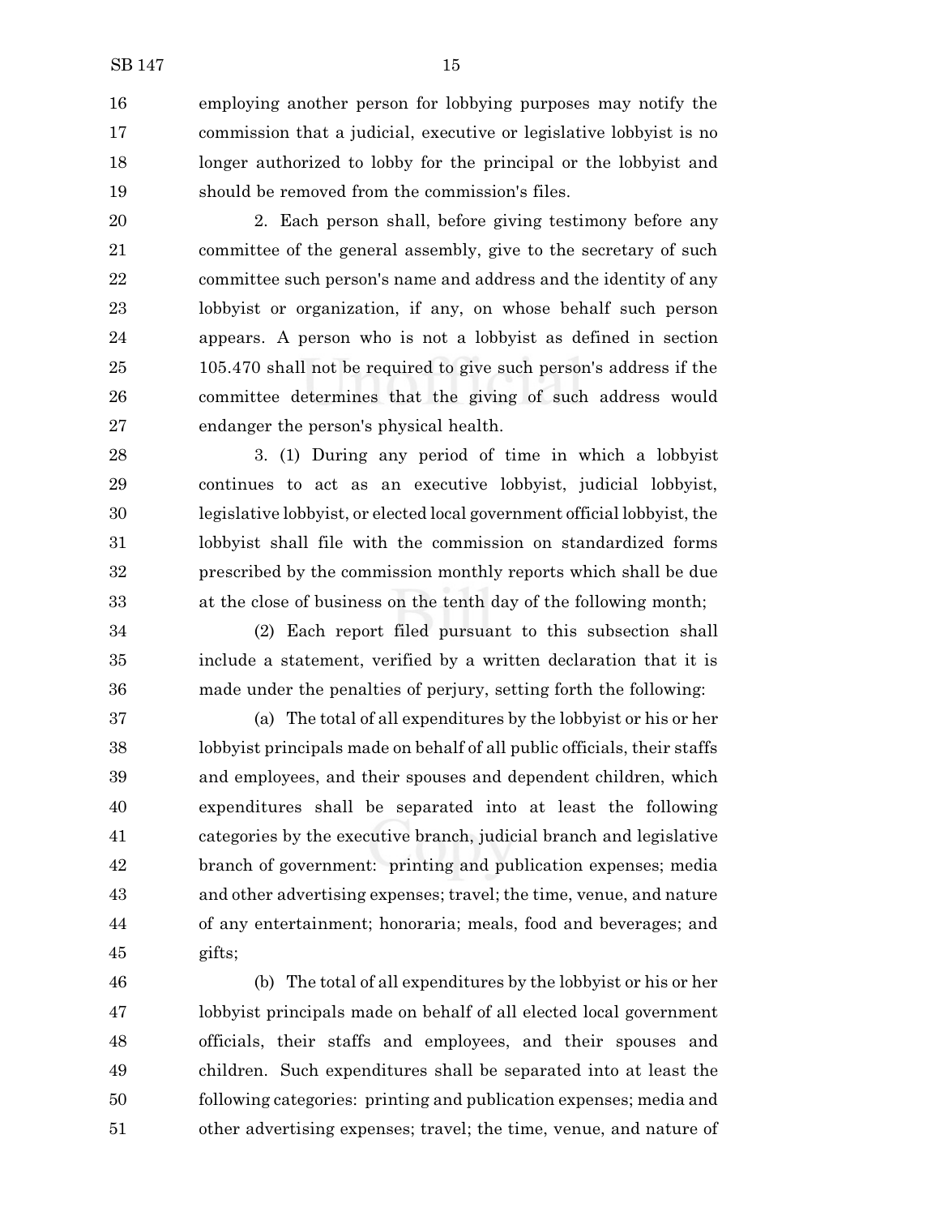employing another person for lobbying purposes may notify the commission that a judicial, executive or legislative lobbyist is no longer authorized to lobby for the principal or the lobbyist and should be removed from the commission's files.

2. Each person shall, before giving testimony before any committee of the general assembly, give to the secretary of such committee such person's name and address and the identity of any lobbyist or organization, if any, on whose behalf such person appears. A person who is not a lobbyist as defined in section 105.470 shall not be required to give such person's address if the committee determines that the giving of such address would endanger the person's physical health.

3. (1) During any period of time in which a lobbyist continues to act as an executive lobbyist, judicial lobbyist, legislative lobbyist, or elected local government official lobbyist, the lobbyist shall file with the commission on standardized forms prescribed by the commission monthly reports which shall be due at the close of business on the tenth day of the following month;

(2) Each report filed pursuant to this subsection shall include a statement, verified by a written declaration that it is made under the penalties of perjury, setting forth the following:

(a) The total of all expenditures by the lobbyist or his or her lobbyist principals made on behalf of all public officials, their staffs and employees, and their spouses and dependent children, which expenditures shall be separated into at least the following categories by the executive branch, judicial branch and legislative branch of government: printing and publication expenses; media and other advertising expenses; travel; the time, venue, and nature of any entertainment; honoraria; meals, food and beverages; and gifts;

(b) The total of all expenditures by the lobbyist or his or her lobbyist principals made on behalf of all elected local government officials, their staffs and employees, and their spouses and children. Such expenditures shall be separated into at least the following categories: printing and publication expenses; media and other advertising expenses; travel; the time, venue, and nature of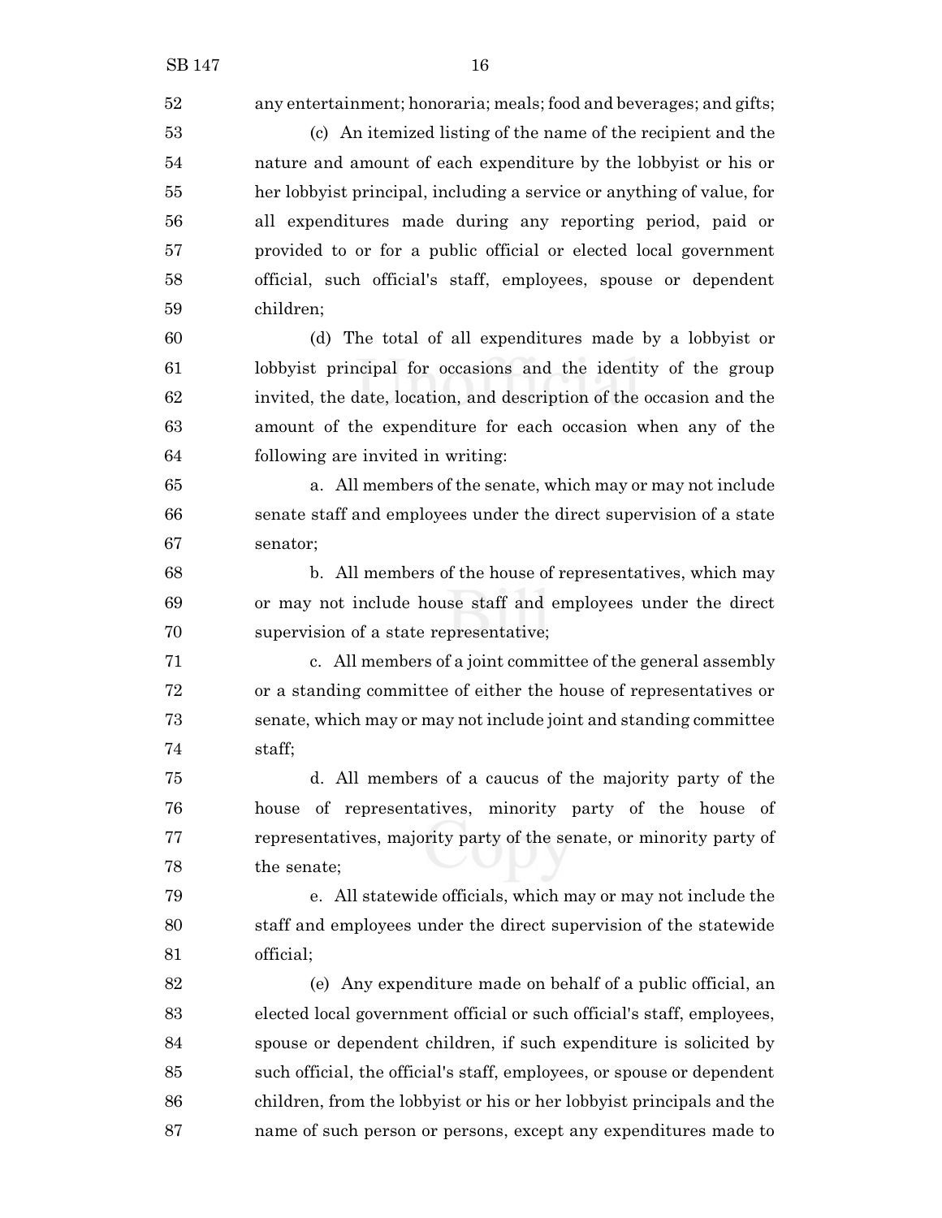any entertainment; honoraria; meals; food and beverages; and gifts;

(c) An itemized listing of the name of the recipient and the nature and amount of each expenditure by the lobbyist or his or her lobbyist principal, including a service or anything of value, for all expenditures made during any reporting period, paid or provided to or for a public official or elected local government official, such official's staff, employees, spouse or dependent children;

(d) The total of all expenditures made by a lobbyist or lobbyist principal for occasions and the identity of the group invited, the date, location, and description of the occasion and the amount of the expenditure for each occasion when any of the following are invited in writing:

a. All members of the senate, which may or may not include senate staff and employees under the direct supervision of a state senator;

b. All members of the house of representatives, which may or may not include house staff and employees under the direct supervision of a state representative;

c. All members of a joint committee of the general assembly or a standing committee of either the house of representatives or senate, which may or may not include joint and standing committee staff;

d. All members of a caucus of the majority party of the house of representatives, minority party of the house of representatives, majority party of the senate, or minority party of the senate;

e. All statewide officials, which may or may not include the staff and employees under the direct supervision of the statewide official;

(e) Any expenditure made on behalf of a public official, an elected local government official or such official's staff, employees, spouse or dependent children, if such expenditure is solicited by such official, the official's staff, employees, or spouse or dependent children, from the lobbyist or his or her lobbyist principals and the name of such person or persons, except any expenditures made to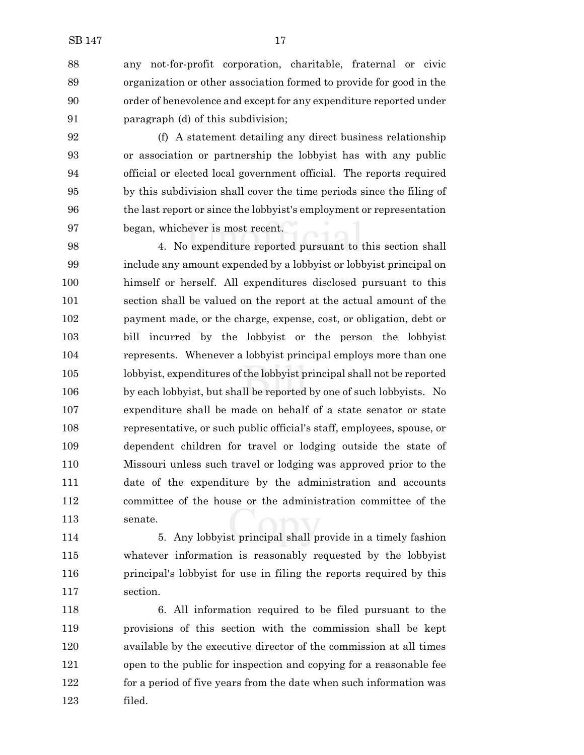any not-for-profit corporation, charitable, fraternal or civic organization or other association formed to provide for good in the order of benevolence and except for any expenditure reported under paragraph (d) of this subdivision;

(f) A statement detailing any direct business relationship or association or partnership the lobbyist has with any public official or elected local government official. The reports required by this subdivision shall cover the time periods since the filing of the last report or since the lobbyist's employment or representation began, whichever is most recent.

4. No expenditure reported pursuant to this section shall include any amount expended by a lobbyist or lobbyist principal on himself or herself. All expenditures disclosed pursuant to this section shall be valued on the report at the actual amount of the payment made, or the charge, expense, cost, or obligation, debt or bill incurred by the lobbyist or the person the lobbyist represents. Whenever a lobbyist principal employs more than one lobbyist, expenditures of the lobbyist principal shall not be reported by each lobbyist, but shall be reported by one of such lobbyists. No expenditure shall be made on behalf of a state senator or state representative, or such public official's staff, employees, spouse, or dependent children for travel or lodging outside the state of Missouri unless such travel or lodging was approved prior to the date of the expenditure by the administration and accounts committee of the house or the administration committee of the senate.

5. Any lobbyist principal shall provide in a timely fashion whatever information is reasonably requested by the lobbyist principal's lobbyist for use in filing the reports required by this section.

6. All information required to be filed pursuant to the provisions of this section with the commission shall be kept available by the executive director of the commission at all times open to the public for inspection and copying for a reasonable fee for a period of five years from the date when such information was filed.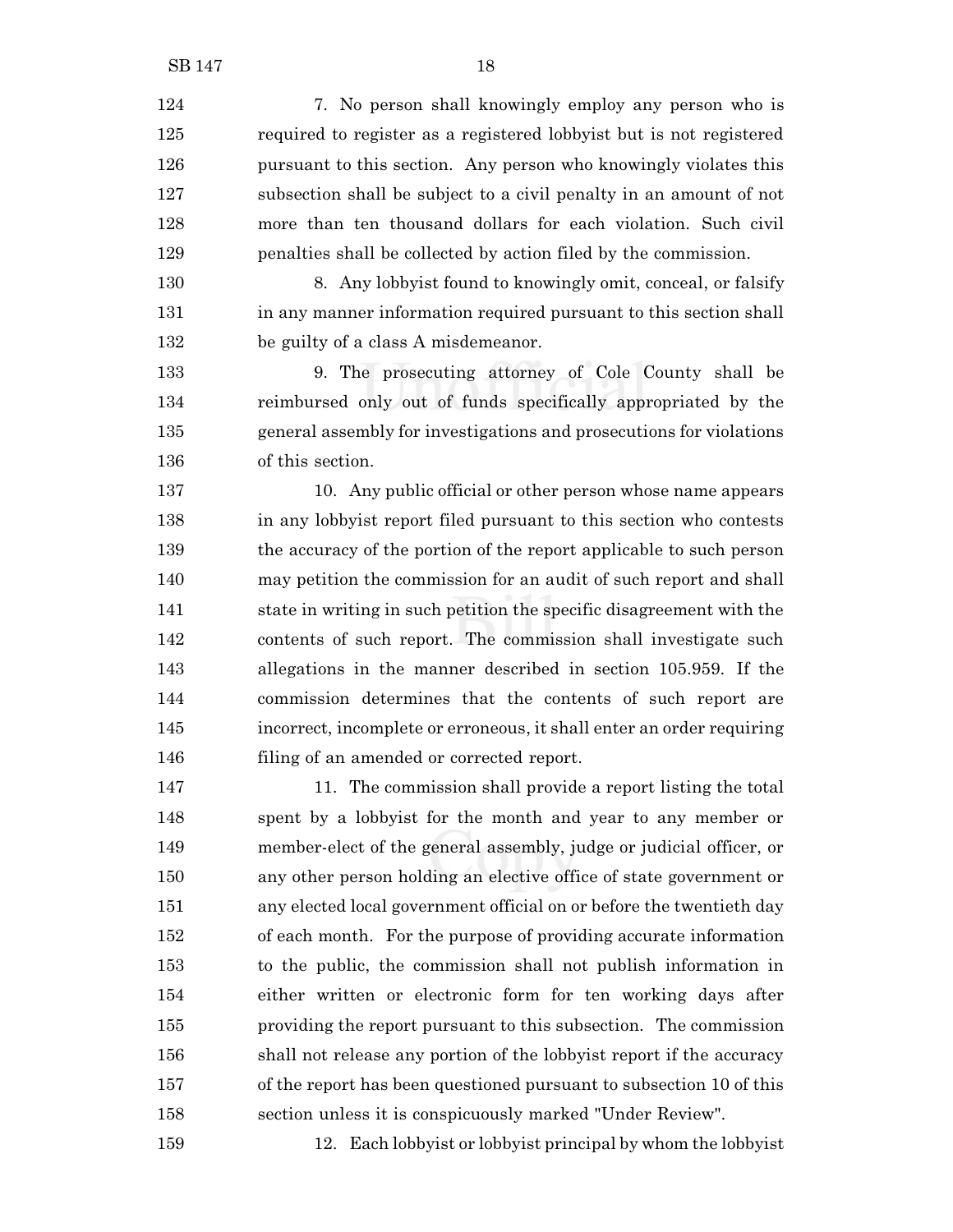7. No person shall knowingly employ any person who is required to register as a registered lobbyist but is not registered pursuant to this section. Any person who knowingly violates this subsection shall be subject to a civil penalty in an amount of not more than ten thousand dollars for each violation. Such civil penalties shall be collected by action filed by the commission.

8. Any lobbyist found to knowingly omit, conceal, or falsify in any manner information required pursuant to this section shall be guilty of a class A misdemeanor.

9. The prosecuting attorney of Cole County shall be reimbursed only out of funds specifically appropriated by the general assembly for investigations and prosecutions for violations of this section.

10. Any public official or other person whose name appears in any lobbyist report filed pursuant to this section who contests the accuracy of the portion of the report applicable to such person may petition the commission for an audit of such report and shall state in writing in such petition the specific disagreement with the contents of such report. The commission shall investigate such allegations in the manner described in section 105.959. If the commission determines that the contents of such report are incorrect, incomplete or erroneous, it shall enter an order requiring filing of an amended or corrected report.

11. The commission shall provide a report listing the total spent by a lobbyist for the month and year to any member or member-elect of the general assembly, judge or judicial officer, or any other person holding an elective office of state government or any elected local government official on or before the twentieth day of each month. For the purpose of providing accurate information to the public, the commission shall not publish information in either written or electronic form for ten working days after providing the report pursuant to this subsection. The commission shall not release any portion of the lobbyist report if the accuracy of the report has been questioned pursuant to subsection 10 of this section unless it is conspicuously marked "Under Review".

12. Each lobbyist or lobbyist principal by whom the lobbyist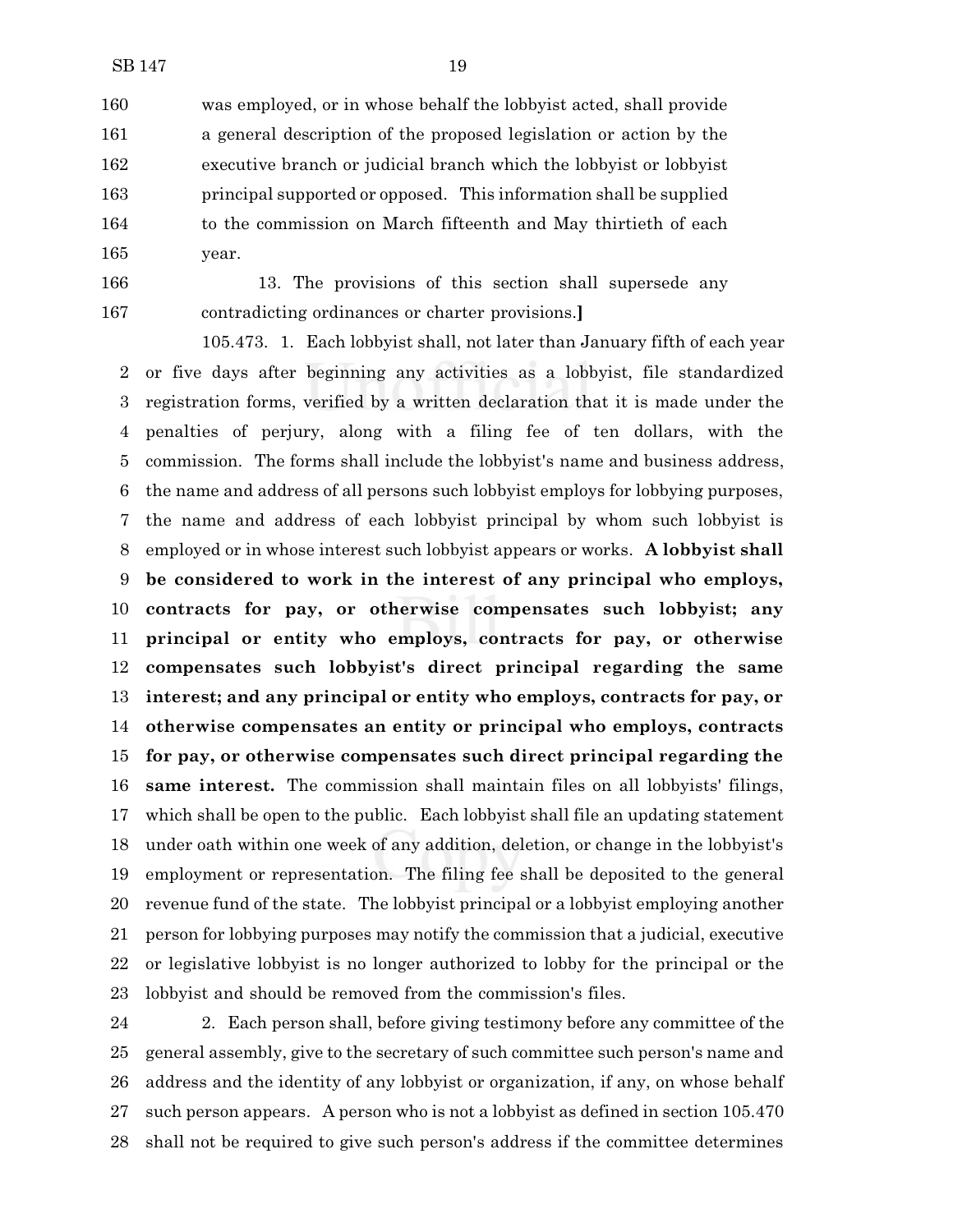160 was employed, or in whose behalf the lobbyist acted, shall provide
161 a general description of the proposed legislation or action by the
162 executive branch or judicial branch which the lobbyist or lobbyist
163 principal supported or opposed. This information shall be supplied
164 to the commission on March fifteenth and May thirtieth of each
165 year.

166 13. The provisions of this section shall supersede any
167 contradicting ordinances or charter provisions.]

105.473. 1. Each lobbyist shall, not later than January fifth of each year
2 or five days after beginning any activities as a lobbyist, file standardized
3 registration forms, verified by a written declaration that it is made under the
4 penalties of perjury, along with a filing fee of ten dollars, with the
5 commission. The forms shall include the lobbyist's name and business address,
6 the name and address of all persons such lobbyist employs for lobbying purposes,
7 the name and address of each lobbyist principal by whom such lobbyist is
8 employed or in whose interest such lobbyist appears or works. **A lobbyist shall**
9 **be considered to work in the interest of any principal who employs,**
10 **contracts for pay, or otherwise compensates such lobbyist; any**
11 **principal or entity who employs, contracts for pay, or otherwise**
12 **compensates such lobbyist's direct principal regarding the same**
13 **interest; and any principal or entity who employs, contracts for pay, or**
14 **otherwise compensates an entity or principal who employs, contracts**
15 **for pay, or otherwise compensates such direct principal regarding the**
16 **same interest.** The commission shall maintain files on all lobbyists' filings,
17 which shall be open to the public. Each lobbyist shall file an updating statement
18 under oath within one week of any addition, deletion, or change in the lobbyist's
19 employment or representation. The filing fee shall be deposited to the general
20 revenue fund of the state. The lobbyist principal or a lobbyist employing another
21 person for lobbying purposes may notify the commission that a judicial, executive
22 or legislative lobbyist is no longer authorized to lobby for the principal or the
23 lobbyist and should be removed from the commission's files.

24 2. Each person shall, before giving testimony before any committee of the
25 general assembly, give to the secretary of such committee such person's name and
26 address and the identity of any lobbyist or organization, if any, on whose behalf
27 such person appears. A person who is not a lobbyist as defined in section 105.470
28 shall not be required to give such person's address if the committee determines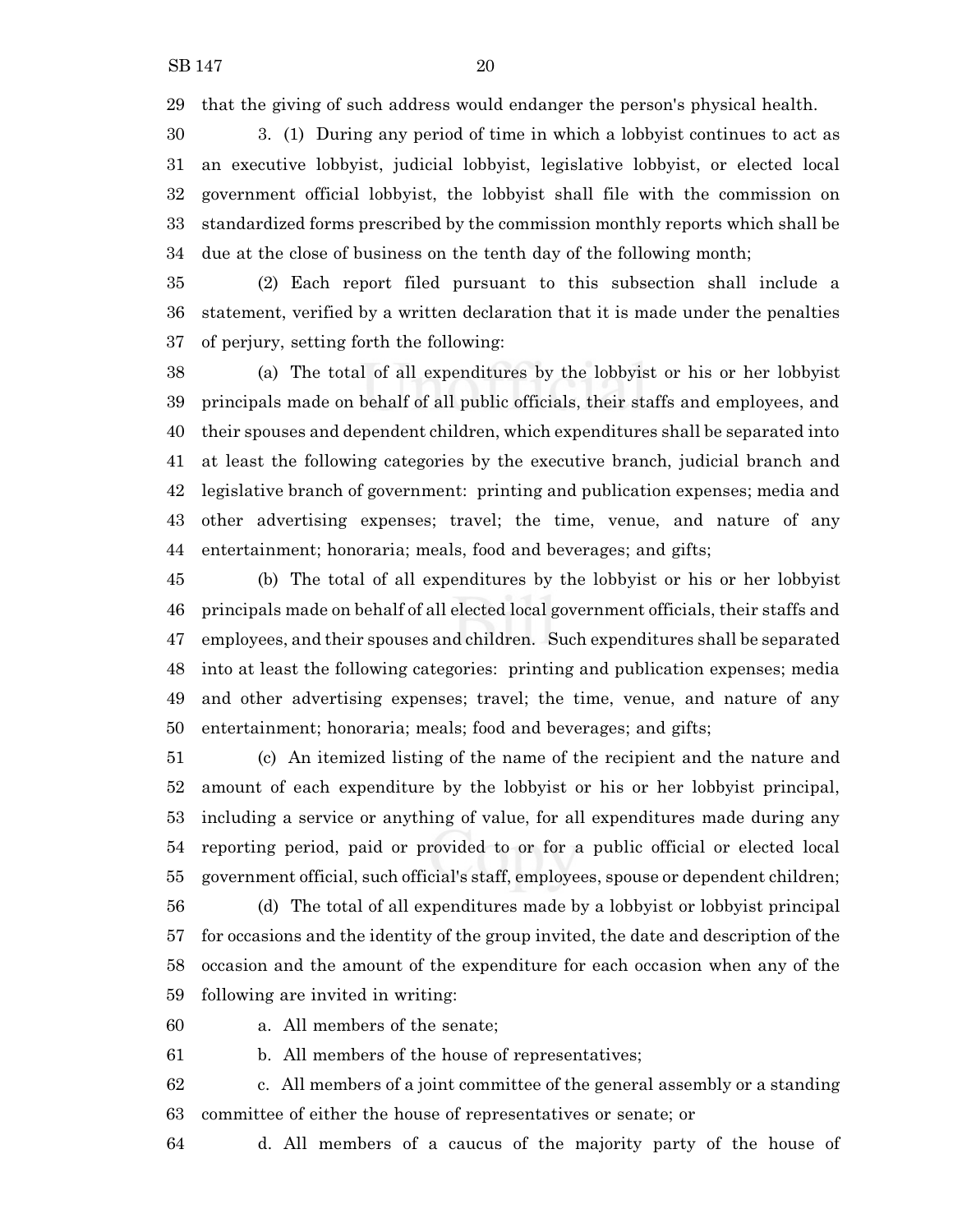that the giving of such address would endanger the person's physical health.

3. (1) During any period of time in which a lobbyist continues to act as an executive lobbyist, judicial lobbyist, legislative lobbyist, or elected local government official lobbyist, the lobbyist shall file with the commission on standardized forms prescribed by the commission monthly reports which shall be due at the close of business on the tenth day of the following month;

(2) Each report filed pursuant to this subsection shall include a statement, verified by a written declaration that it is made under the penalties of perjury, setting forth the following:

(a) The total of all expenditures by the lobbyist or his or her lobbyist principals made on behalf of all public officials, their staffs and employees, and their spouses and dependent children, which expenditures shall be separated into at least the following categories by the executive branch, judicial branch and legislative branch of government: printing and publication expenses; media and other advertising expenses; travel; the time, venue, and nature of any entertainment; honoraria; meals, food and beverages; and gifts;

(b) The total of all expenditures by the lobbyist or his or her lobbyist principals made on behalf of all elected local government officials, their staffs and employees, and their spouses and children. Such expenditures shall be separated into at least the following categories: printing and publication expenses; media and other advertising expenses; travel; the time, venue, and nature of any entertainment; honoraria; meals; food and beverages; and gifts;

(c) An itemized listing of the name of the recipient and the nature and amount of each expenditure by the lobbyist or his or her lobbyist principal, including a service or anything of value, for all expenditures made during any reporting period, paid or provided to or for a public official or elected local government official, such official's staff, employees, spouse or dependent children;

(d) The total of all expenditures made by a lobbyist or lobbyist principal for occasions and the identity of the group invited, the date and description of the occasion and the amount of the expenditure for each occasion when any of the following are invited in writing:

a. All members of the senate;

b. All members of the house of representatives;

c. All members of a joint committee of the general assembly or a standing committee of either the house of representatives or senate; or

d. All members of a caucus of the majority party of the house of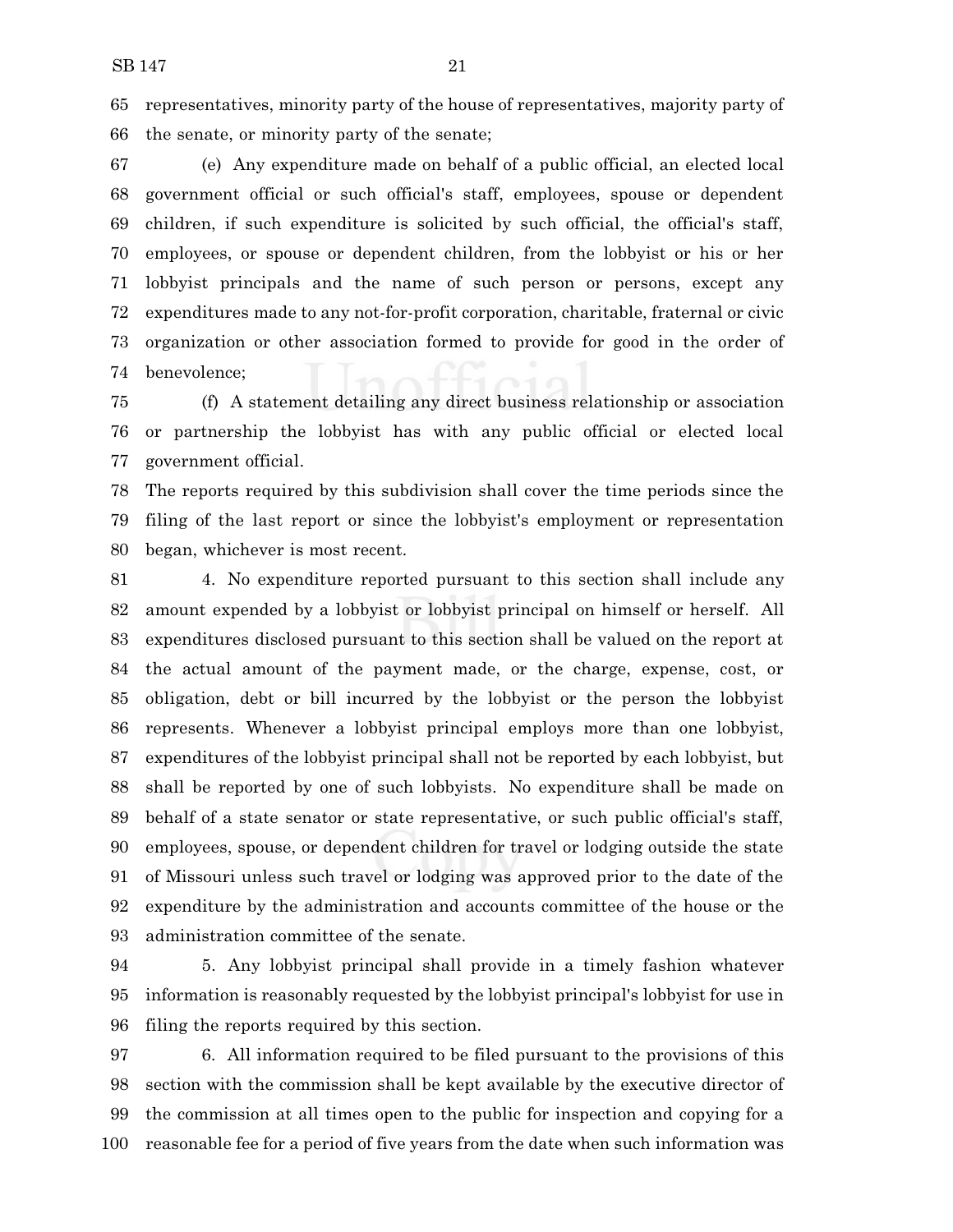representatives, minority party of the house of representatives, majority party of the senate, or minority party of the senate;

(e) Any expenditure made on behalf of a public official, an elected local government official or such official's staff, employees, spouse or dependent children, if such expenditure is solicited by such official, the official's staff, employees, or spouse or dependent children, from the lobbyist or his or her lobbyist principals and the name of such person or persons, except any expenditures made to any not-for-profit corporation, charitable, fraternal or civic organization or other association formed to provide for good in the order of benevolence;

(f) A statement detailing any direct business relationship or association or partnership the lobbyist has with any public official or elected local government official.

The reports required by this subdivision shall cover the time periods since the filing of the last report or since the lobbyist's employment or representation began, whichever is most recent.

4. No expenditure reported pursuant to this section shall include any amount expended by a lobbyist or lobbyist principal on himself or herself. All expenditures disclosed pursuant to this section shall be valued on the report at the actual amount of the payment made, or the charge, expense, cost, or obligation, debt or bill incurred by the lobbyist or the person the lobbyist represents. Whenever a lobbyist principal employs more than one lobbyist, expenditures of the lobbyist principal shall not be reported by each lobbyist, but shall be reported by one of such lobbyists. No expenditure shall be made on behalf of a state senator or state representative, or such public official's staff, employees, spouse, or dependent children for travel or lodging outside the state of Missouri unless such travel or lodging was approved prior to the date of the expenditure by the administration and accounts committee of the house or the administration committee of the senate.

5. Any lobbyist principal shall provide in a timely fashion whatever information is reasonably requested by the lobbyist principal's lobbyist for use in filing the reports required by this section.

6. All information required to be filed pursuant to the provisions of this section with the commission shall be kept available by the executive director of the commission at all times open to the public for inspection and copying for a reasonable fee for a period of five years from the date when such information was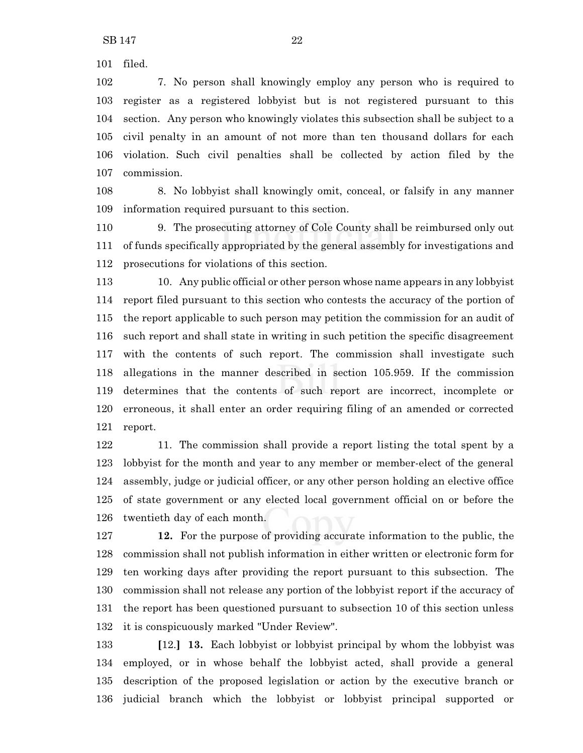filed.

7. No person shall knowingly employ any person who is required to register as a registered lobbyist but is not registered pursuant to this section. Any person who knowingly violates this subsection shall be subject to a civil penalty in an amount of not more than ten thousand dollars for each violation. Such civil penalties shall be collected by action filed by the commission.

8. No lobbyist shall knowingly omit, conceal, or falsify in any manner information required pursuant to this section.

9. The prosecuting attorney of Cole County shall be reimbursed only out of funds specifically appropriated by the general assembly for investigations and prosecutions for violations of this section.

10. Any public official or other person whose name appears in any lobbyist report filed pursuant to this section who contests the accuracy of the portion of the report applicable to such person may petition the commission for an audit of such report and shall state in writing in such petition the specific disagreement with the contents of such report. The commission shall investigate such allegations in the manner described in section 105.959. If the commission determines that the contents of such report are incorrect, incomplete or erroneous, it shall enter an order requiring filing of an amended or corrected report.

11. The commission shall provide a report listing the total spent by a lobbyist for the month and year to any member or member-elect of the general assembly, judge or judicial officer, or any other person holding an elective office of state government or any elected local government official on or before the twentieth day of each month.

**12.** For the purpose of providing accurate information to the public, the commission shall not publish information in either written or electronic form for ten working days after providing the report pursuant to this subsection. The commission shall not release any portion of the lobbyist report if the accuracy of the report has been questioned pursuant to subsection 10 of this section unless it is conspicuously marked "Under Review".

**[**12.**]** **13.** Each lobbyist or lobbyist principal by whom the lobbyist was employed, or in whose behalf the lobbyist acted, shall provide a general description of the proposed legislation or action by the executive branch or judicial branch which the lobbyist or lobbyist principal supported or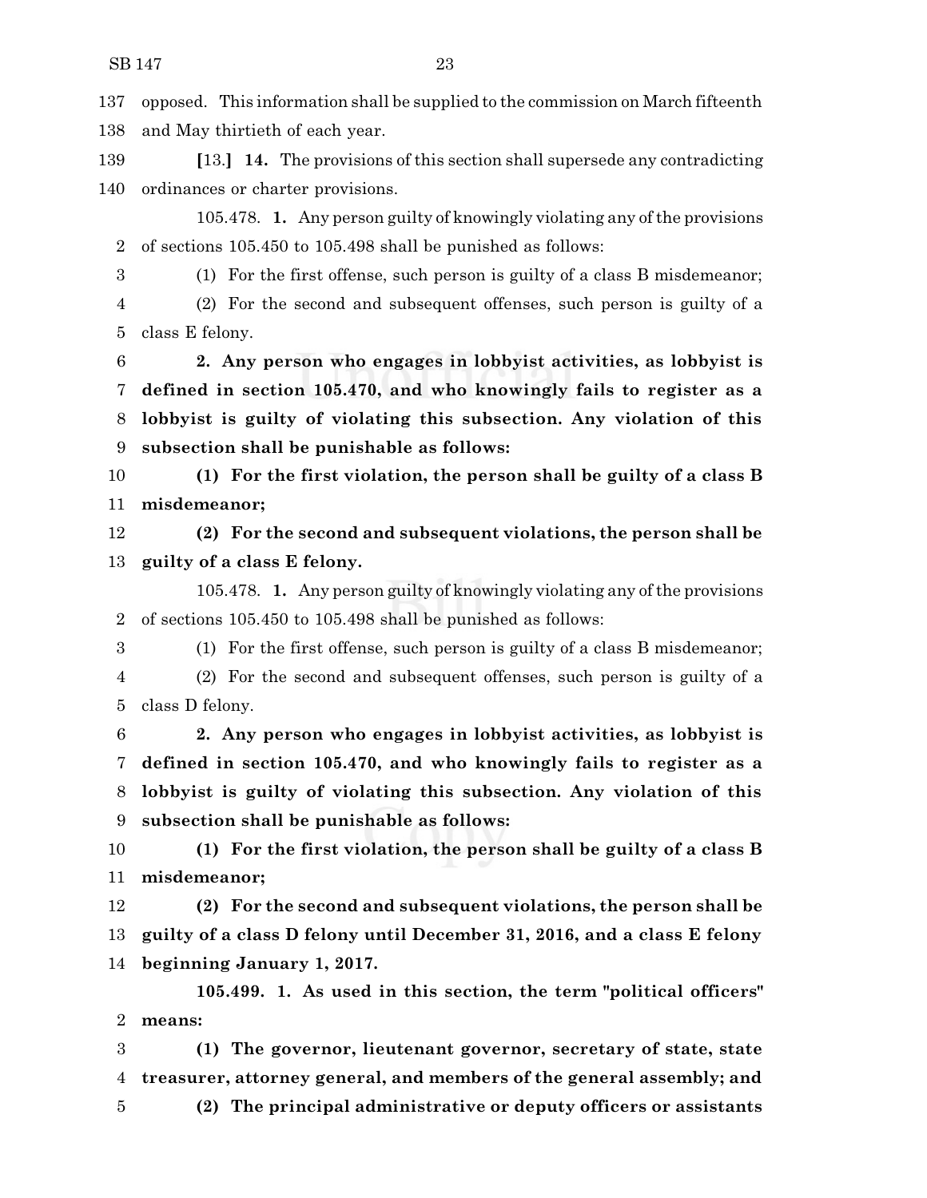137 opposed. This information shall be supplied to the commission on March fifteenth
138 and May thirtieth of each year.

139 [13.] **14.** The provisions of this section shall supersede any contradicting
140 ordinances or charter provisions.

105.478. **1.** Any person guilty of knowingly violating any of the provisions
2 of sections 105.450 to 105.498 shall be punished as follows:

3 (1) For the first offense, such person is guilty of a class B misdemeanor;

4 (2) For the second and subsequent offenses, such person is guilty of a
5 class E felony.

6 **2. Any person who engages in lobbyist activities, as lobbyist is**
7 **defined in section 105.470, and who knowingly fails to register as a**
8 **lobbyist is guilty of violating this subsection. Any violation of this**
9 **subsection shall be punishable as follows:**

10 **(1) For the first violation, the person shall be guilty of a class B**
11 **misdemeanor;**

12 **(2) For the second and subsequent violations, the person shall be**
13 **guilty of a class E felony.**

105.478. **1.** Any person guilty of knowingly violating any of the provisions
2 of sections 105.450 to 105.498 shall be punished as follows:

3 (1) For the first offense, such person is guilty of a class B misdemeanor;

4 (2) For the second and subsequent offenses, such person is guilty of a
5 class D felony.

6 **2. Any person who engages in lobbyist activities, as lobbyist is**
7 **defined in section 105.470, and who knowingly fails to register as a**
8 **lobbyist is guilty of violating this subsection. Any violation of this**
9 **subsection shall be punishable as follows:**

10 **(1) For the first violation, the person shall be guilty of a class B**
11 **misdemeanor;**

12 **(2) For the second and subsequent violations, the person shall be**
13 **guilty of a class D felony until December 31, 2016, and a class E felony**
14 **beginning January 1, 2017.**

**105.499. 1. As used in this section, the term "political officers"**
2 **means:**

3 **(1) The governor, lieutenant governor, secretary of state, state**
4 **treasurer, attorney general, and members of the general assembly; and**

5 **(2) The principal administrative or deputy officers or assistants**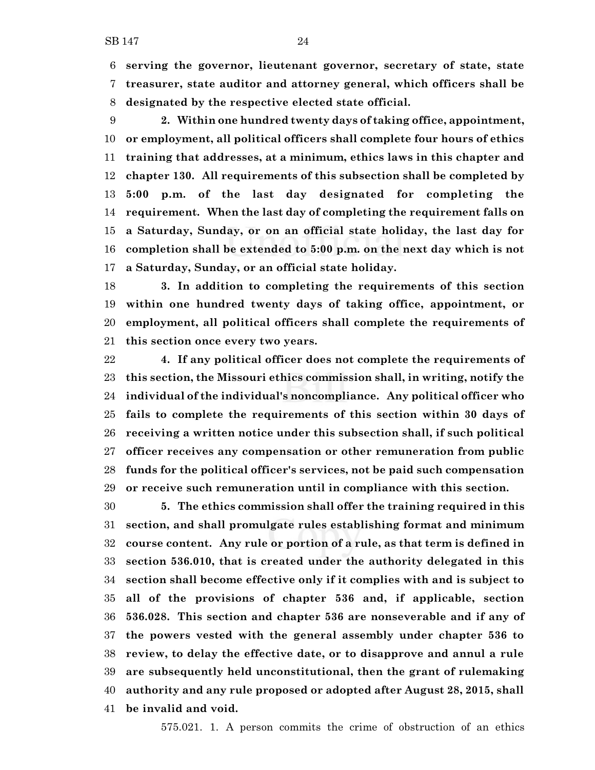**serving the governor, lieutenant governor, secretary of state, state treasurer, state auditor and attorney general, which officers shall be designated by the respective elected state official.**

**2. Within one hundred twenty days of taking office, appointment, or employment, all political officers shall complete four hours of ethics training that addresses, at a minimum, ethics laws in this chapter and chapter 130. All requirements of this subsection shall be completed by 5:00 p.m. of the last day designated for completing the requirement. When the last day of completing the requirement falls on a Saturday, Sunday, or on an official state holiday, the last day for completion shall be extended to 5:00 p.m. on the next day which is not a Saturday, Sunday, or an official state holiday.**

**3. In addition to completing the requirements of this section within one hundred twenty days of taking office, appointment, or employment, all political officers shall complete the requirements of this section once every two years.**

**4. If any political officer does not complete the requirements of this section, the Missouri ethics commission shall, in writing, notify the individual of the individual's noncompliance. Any political officer who fails to complete the requirements of this section within 30 days of receiving a written notice under this subsection shall, if such political officer receives any compensation or other remuneration from public funds for the political officer's services, not be paid such compensation or receive such remuneration until in compliance with this section.**

**5. The ethics commission shall offer the training required in this section, and shall promulgate rules establishing format and minimum course content. Any rule or portion of a rule, as that term is defined in section 536.010, that is created under the authority delegated in this section shall become effective only if it complies with and is subject to all of the provisions of chapter 536 and, if applicable, section 536.028. This section and chapter 536 are nonseverable and if any of the powers vested with the general assembly under chapter 536 to review, to delay the effective date, or to disapprove and annul a rule are subsequently held unconstitutional, then the grant of rulemaking authority and any rule proposed or adopted after August 28, 2015, shall be invalid and void.**

575.021. 1. A person commits the crime of obstruction of an ethics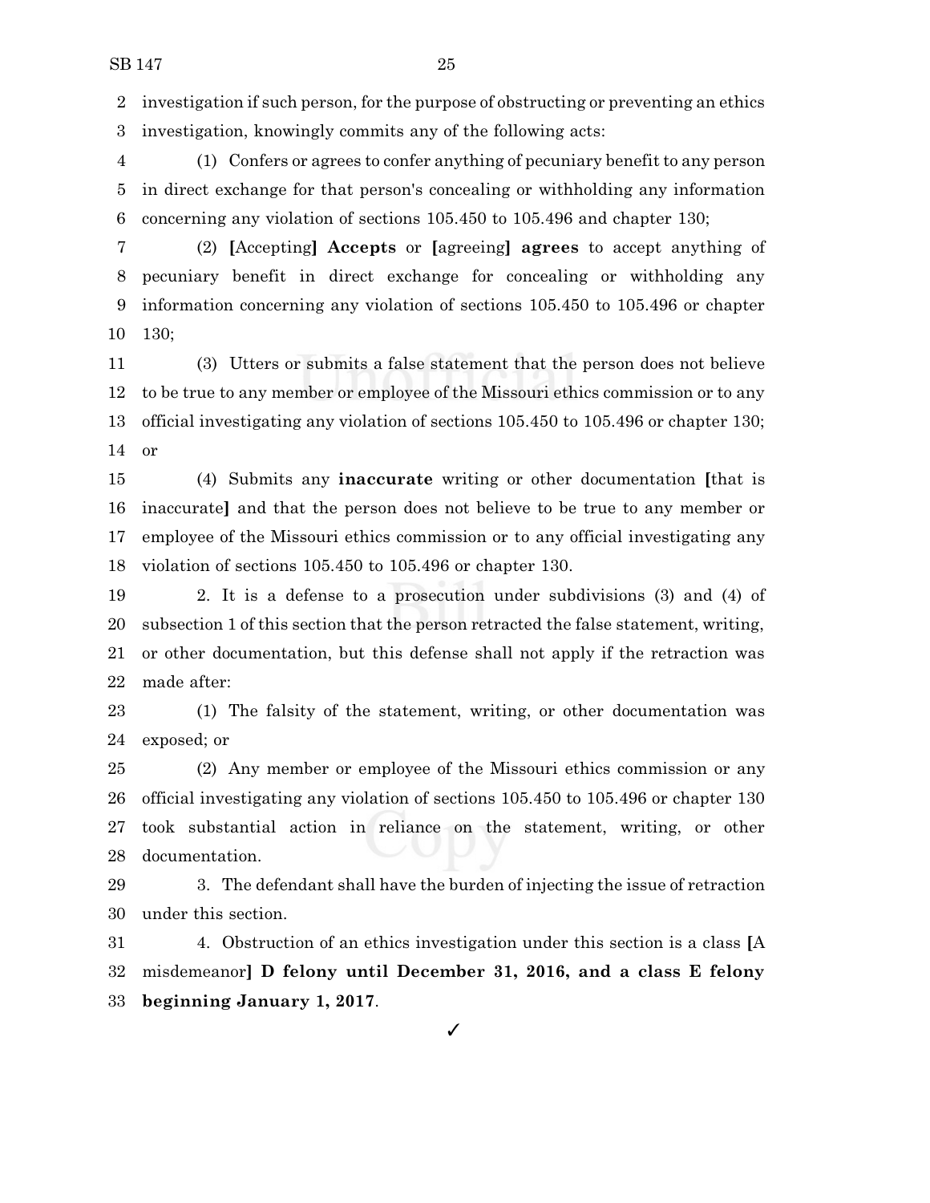2 investigation if such person, for the purpose of obstructing or preventing an ethics
3 investigation, knowingly commits any of the following acts:

4 (1) Confers or agrees to confer anything of pecuniary benefit to any person
5 in direct exchange for that person's concealing or withholding any information
6 concerning any violation of sections 105.450 to 105.496 and chapter 130;

7 (2) [Accepting] **Accepts** or [agreeing] **agrees** to accept anything of
8 pecuniary benefit in direct exchange for concealing or withholding any
9 information concerning any violation of sections 105.450 to 105.496 or chapter
10 130;

11 (3) Utters or submits a false statement that the person does not believe
12 to be true to any member or employee of the Missouri ethics commission or to any
13 official investigating any violation of sections 105.450 to 105.496 or chapter 130;
14 or

15 (4) Submits any **inaccurate** writing or other documentation [that is
16 inaccurate] and that the person does not believe to be true to any member or
17 employee of the Missouri ethics commission or to any official investigating any
18 violation of sections 105.450 to 105.496 or chapter 130.

19 2. It is a defense to a prosecution under subdivisions (3) and (4) of
20 subsection 1 of this section that the person retracted the false statement, writing,
21 or other documentation, but this defense shall not apply if the retraction was
22 made after:

23 (1) The falsity of the statement, writing, or other documentation was
24 exposed; or

25 (2) Any member or employee of the Missouri ethics commission or any
26 official investigating any violation of sections 105.450 to 105.496 or chapter 130
27 took substantial action in reliance on the statement, writing, or other
28 documentation.

29 3. The defendant shall have the burden of injecting the issue of retraction
30 under this section.

31 4. Obstruction of an ethics investigation under this section is a class [A
32 misdemeanor] **D felony until December 31, 2016, and a class E felony**
33 **beginning January 1, 2017**.

✓